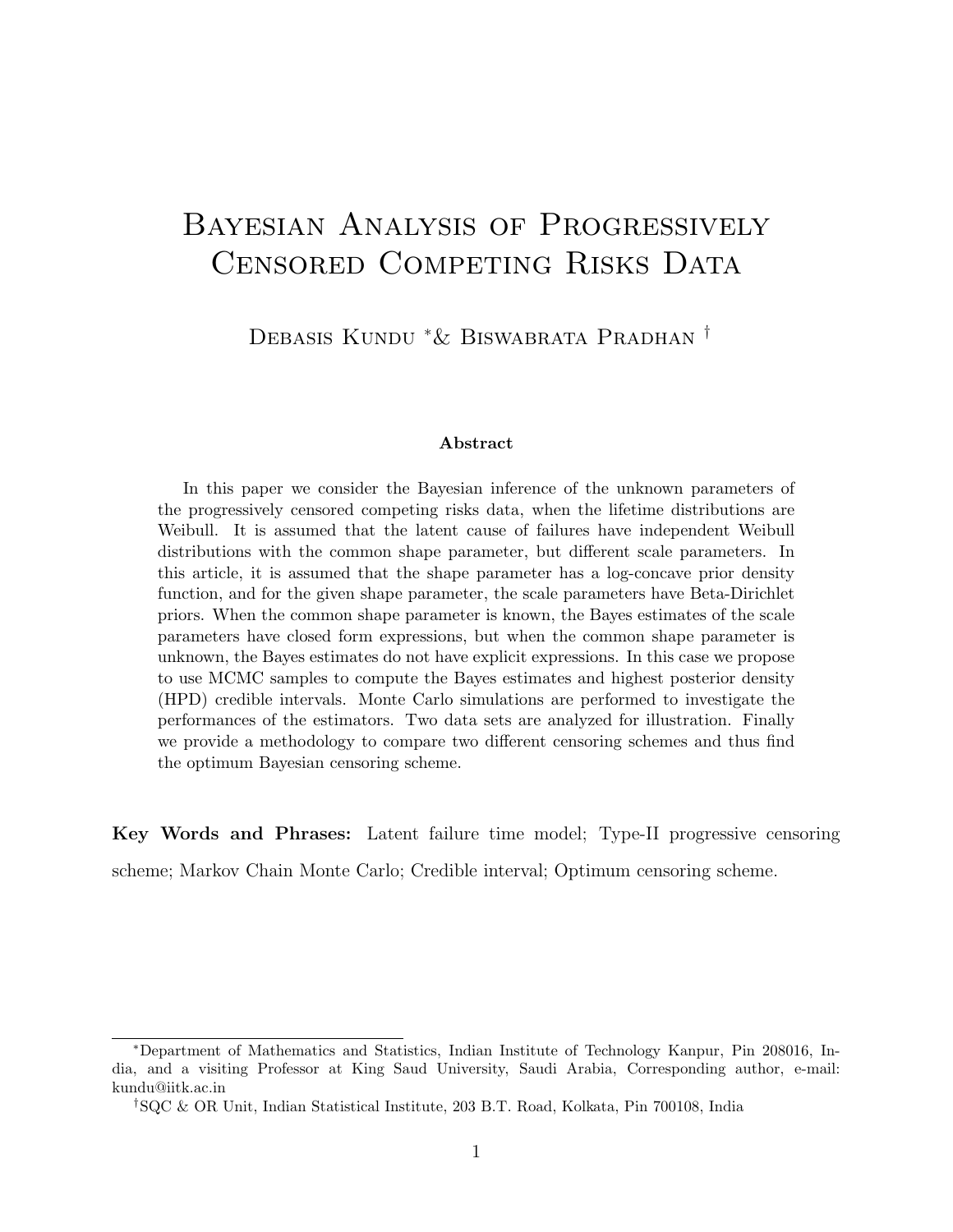# Bayesian Analysis of Progressively Censored Competing Risks Data

Debasis Kundu [*] & Biswabrata Pradhan [†]

**Abstract**

In this paper we consider the Bayesian inference of the unknown parameters of the progressively censored competing risks data, when the lifetime distributions are Weibull. It is assumed that the latent cause of failures have independent Weibull distributions with the common shape parameter, but different scale parameters. In this article, it is assumed that the shape parameter has a log-concave prior density function, and for the given shape parameter, the scale parameters have Beta-Dirichlet priors. When the common shape parameter is known, the Bayes estimates of the scale parameters have closed form expressions, but when the common shape parameter is unknown, the Bayes estimates do not have explicit expressions. In this case we propose to use MCMC samples to compute the Bayes estimates and highest posterior density (HPD) credible intervals. Monte Carlo simulations are performed to investigate the performances of the estimators. Two data sets are analyzed for illustration. Finally we provide a methodology to compare two different censoring schemes and thus find the optimum Bayesian censoring scheme.

**Key Words and Phrases:** Latent failure time model; Type-II progressive censoring scheme; Markov Chain Monte Carlo; Credible interval; Optimum censoring scheme.

---

[*] Department of Mathematics and Statistics, Indian Institute of Technology Kanpur, Pin 208016, India, and a visiting Professor at King Saud University, Saudi Arabia, Corresponding author, e-mail: kundu@iitk.ac.in

[†] SQC & OR Unit, Indian Statistical Institute, 203 B.T. Road, Kolkata, Pin 700108, India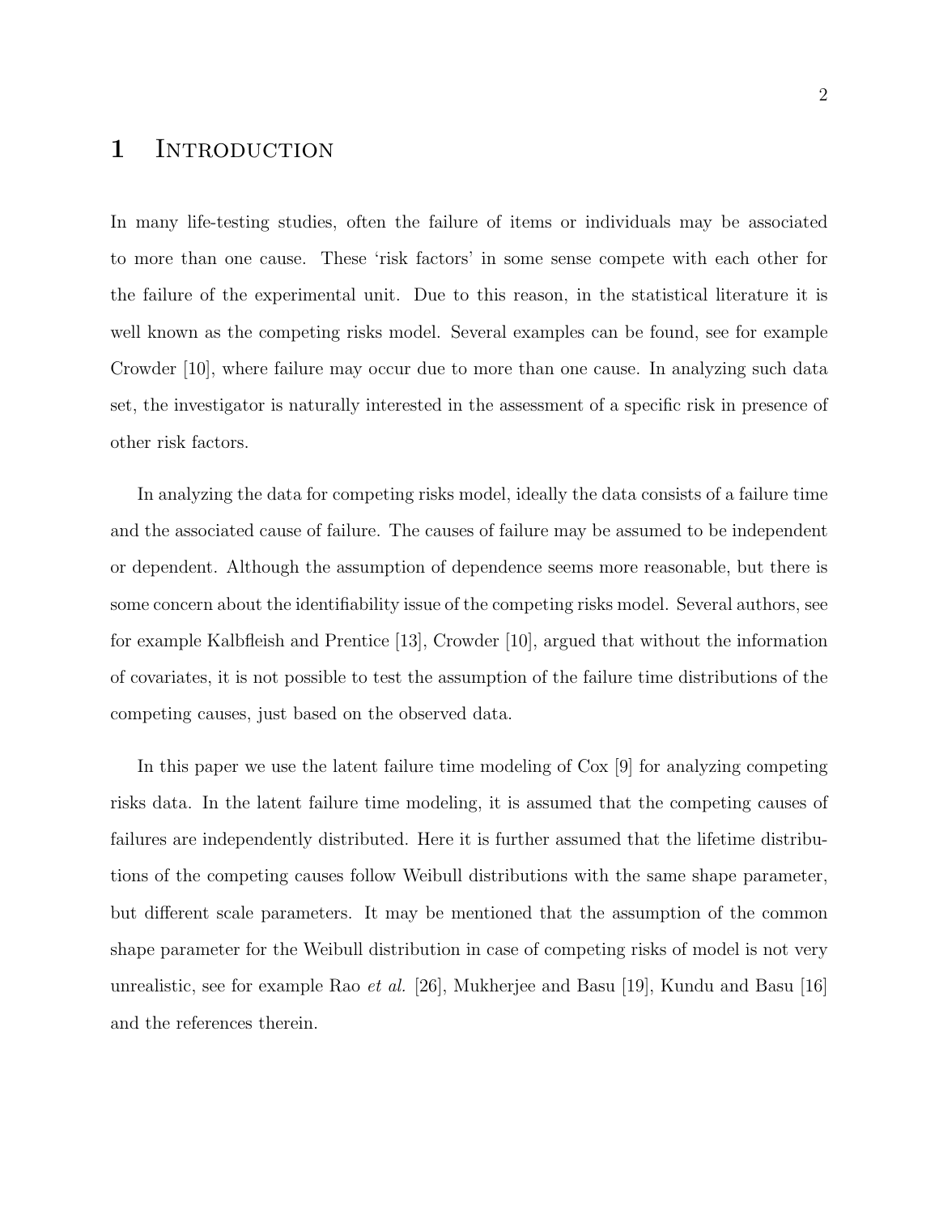# 1 Introduction

In many life-testing studies, often the failure of items or individuals may be associated to more than one cause. These 'risk factors' in some sense compete with each other for the failure of the experimental unit. Due to this reason, in the statistical literature it is well known as the competing risks model. Several examples can be found, see for example Crowder [10], where failure may occur due to more than one cause. In analyzing such data set, the investigator is naturally interested in the assessment of a specific risk in presence of other risk factors.

In analyzing the data for competing risks model, ideally the data consists of a failure time and the associated cause of failure. The causes of failure may be assumed to be independent or dependent. Although the assumption of dependence seems more reasonable, but there is some concern about the identifiability issue of the competing risks model. Several authors, see for example Kalbfleish and Prentice [13], Crowder [10], argued that without the information of covariates, it is not possible to test the assumption of the failure time distributions of the competing causes, just based on the observed data.

In this paper we use the latent failure time modeling of Cox [9] for analyzing competing risks data. In the latent failure time modeling, it is assumed that the competing causes of failures are independently distributed. Here it is further assumed that the lifetime distributions of the competing causes follow Weibull distributions with the same shape parameter, but different scale parameters. It may be mentioned that the assumption of the common shape parameter for the Weibull distribution in case of competing risks of model is not very unrealistic, see for example Rao *et al.* [26], Mukherjee and Basu [19], Kundu and Basu [16] and the references therein.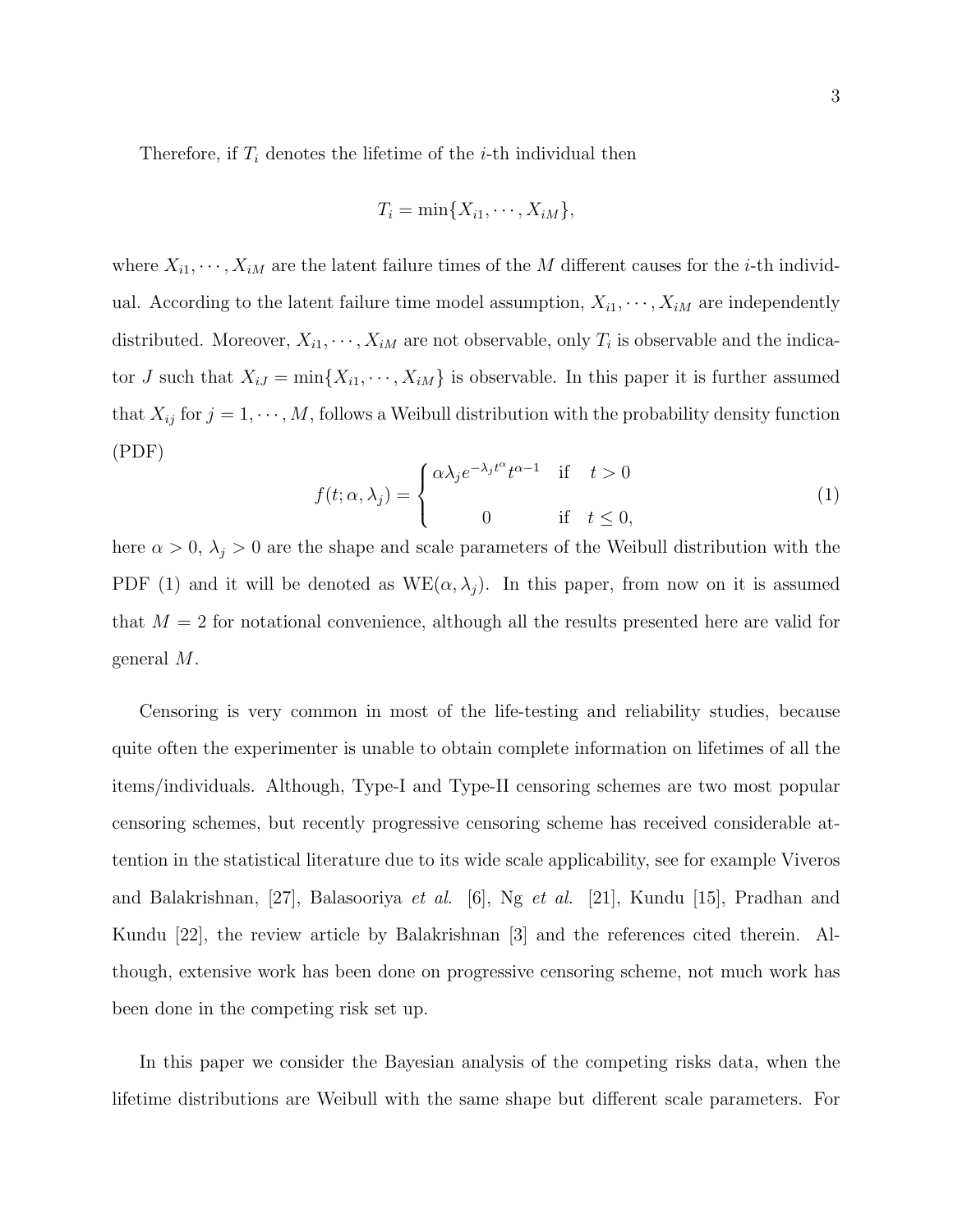Therefore, if $T_i$ denotes the lifetime of the $i$-th individual then

$$T_i = \min\{X_{i1}, \cdots, X_{iM}\},$$

where $X_{i1}, \cdots, X_{iM}$ are the latent failure times of the $M$ different causes for the $i$-th individual. According to the latent failure time model assumption, $X_{i1}, \cdots, X_{iM}$ are independently distributed. Moreover, $X_{i1}, \cdots, X_{iM}$ are not observable, only $T_i$ is observable and the indicator $J$ such that $X_{iJ} = \min\{X_{i1}, \cdots, X_{iM}\}$ is observable. In this paper it is further assumed that $X_{ij}$ for $j = 1, \cdots, M$, follows a Weibull distribution with the probability density function (PDF)

$$f(t; \alpha, \lambda_j) = \begin{cases} \alpha \lambda_j e^{-\lambda_j t^{\alpha}} t^{\alpha - 1} & \text{if} \quad t > 0 \\ 0 & \text{if} \quad t \leq 0, \end{cases} \tag{1}$$

here $\alpha > 0$, $\lambda_j > 0$ are the shape and scale parameters of the Weibull distribution with the PDF (1) and it will be denoted as $\text{WE}(\alpha, \lambda_j)$. In this paper, from now on it is assumed that $M = 2$ for notational convenience, although all the results presented here are valid for general $M$.

Censoring is very common in most of the life-testing and reliability studies, because quite often the experimenter is unable to obtain complete information on lifetimes of all the items/individuals. Although, Type-I and Type-II censoring schemes are two most popular censoring schemes, but recently progressive censoring scheme has received considerable attention in the statistical literature due to its wide scale applicability, see for example Viveros and Balakrishnan, [27], Balasooriya *et al.* [6], Ng *et al.* [21], Kundu [15], Pradhan and Kundu [22], the review article by Balakrishnan [3] and the references cited therein. Although, extensive work has been done on progressive censoring scheme, not much work has been done in the competing risk set up.

In this paper we consider the Bayesian analysis of the competing risks data, when the lifetime distributions are Weibull with the same shape but different scale parameters. For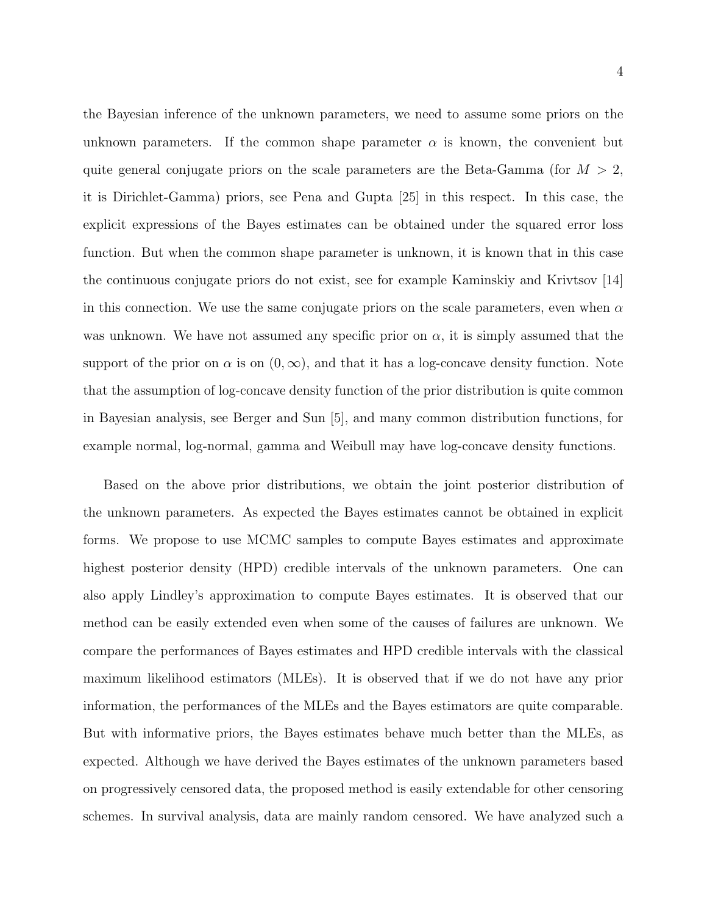the Bayesian inference of the unknown parameters, we need to assume some priors on the unknown parameters. If the common shape parameter $\alpha$ is known, the convenient but quite general conjugate priors on the scale parameters are the Beta-Gamma (for $M > 2$, it is Dirichlet-Gamma) priors, see Pena and Gupta [25] in this respect. In this case, the explicit expressions of the Bayes estimates can be obtained under the squared error loss function. But when the common shape parameter is unknown, it is known that in this case the continuous conjugate priors do not exist, see for example Kaminskiy and Krivtsov [14] in this connection. We use the same conjugate priors on the scale parameters, even when $\alpha$ was unknown. We have not assumed any specific prior on $\alpha$, it is simply assumed that the support of the prior on $\alpha$ is on $(0, \infty)$, and that it has a log-concave density function. Note that the assumption of log-concave density function of the prior distribution is quite common in Bayesian analysis, see Berger and Sun [5], and many common distribution functions, for example normal, log-normal, gamma and Weibull may have log-concave density functions.

Based on the above prior distributions, we obtain the joint posterior distribution of the unknown parameters. As expected the Bayes estimates cannot be obtained in explicit forms. We propose to use MCMC samples to compute Bayes estimates and approximate highest posterior density (HPD) credible intervals of the unknown parameters. One can also apply Lindley's approximation to compute Bayes estimates. It is observed that our method can be easily extended even when some of the causes of failures are unknown. We compare the performances of Bayes estimates and HPD credible intervals with the classical maximum likelihood estimators (MLEs). It is observed that if we do not have any prior information, the performances of the MLEs and the Bayes estimators are quite comparable. But with informative priors, the Bayes estimates behave much better than the MLEs, as expected. Although we have derived the Bayes estimates of the unknown parameters based on progressively censored data, the proposed method is easily extendable for other censoring schemes. In survival analysis, data are mainly random censored. We have analyzed such a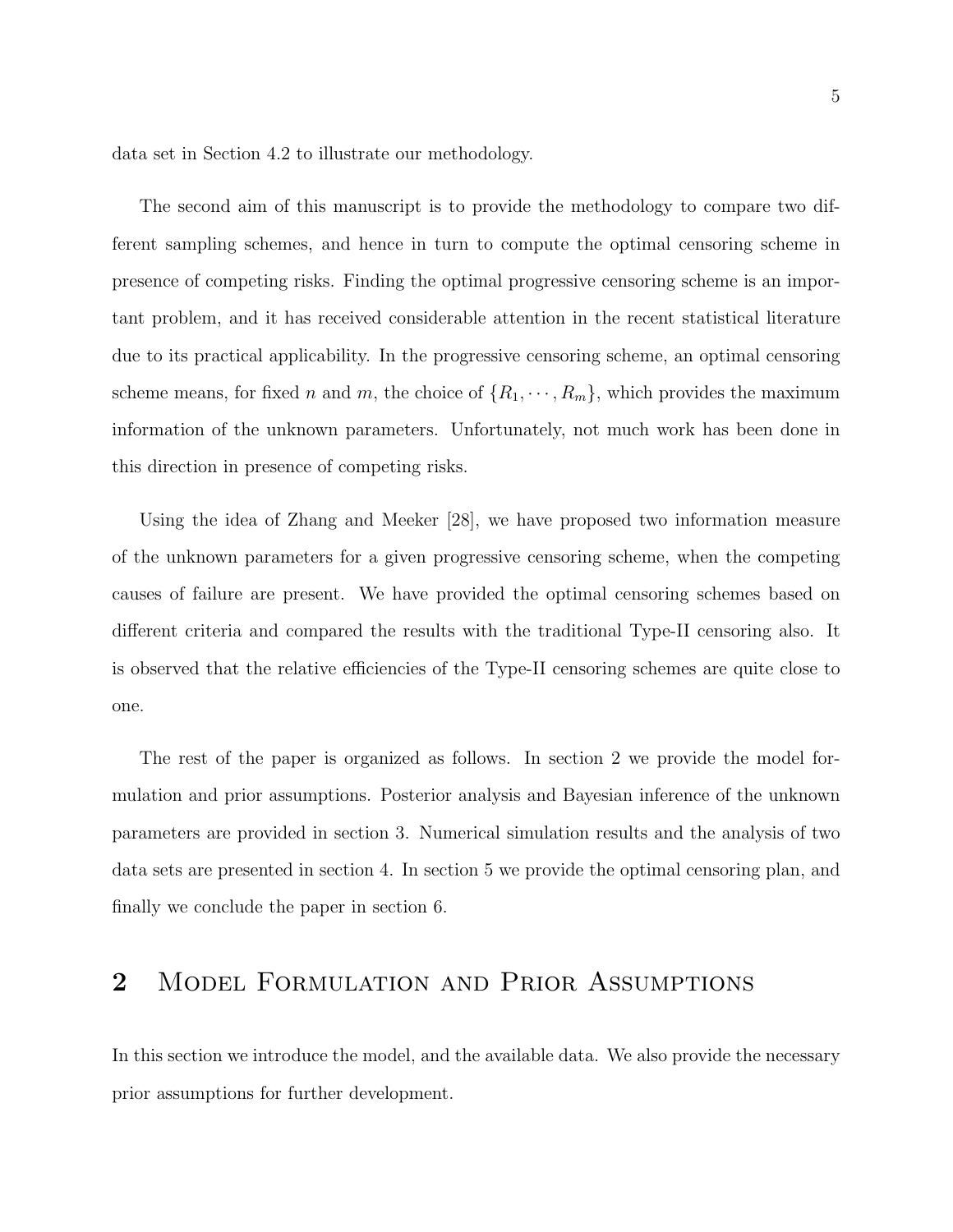data set in Section 4.2 to illustrate our methodology.

The second aim of this manuscript is to provide the methodology to compare two different sampling schemes, and hence in turn to compute the optimal censoring scheme in presence of competing risks. Finding the optimal progressive censoring scheme is an important problem, and it has received considerable attention in the recent statistical literature due to its practical applicability. In the progressive censoring scheme, an optimal censoring scheme means, for fixed $n$ and $m$, the choice of $\{R_1, \cdots, R_m\}$, which provides the maximum information of the unknown parameters. Unfortunately, not much work has been done in this direction in presence of competing risks.

Using the idea of Zhang and Meeker [28], we have proposed two information measure of the unknown parameters for a given progressive censoring scheme, when the competing causes of failure are present. We have provided the optimal censoring schemes based on different criteria and compared the results with the traditional Type-II censoring also. It is observed that the relative efficiencies of the Type-II censoring schemes are quite close to one.

The rest of the paper is organized as follows. In section 2 we provide the model formulation and prior assumptions. Posterior analysis and Bayesian inference of the unknown parameters are provided in section 3. Numerical simulation results and the analysis of two data sets are presented in section 4. In section 5 we provide the optimal censoring plan, and finally we conclude the paper in section 6.

## 2 Model Formulation and Prior Assumptions

In this section we introduce the model, and the available data. We also provide the necessary prior assumptions for further development.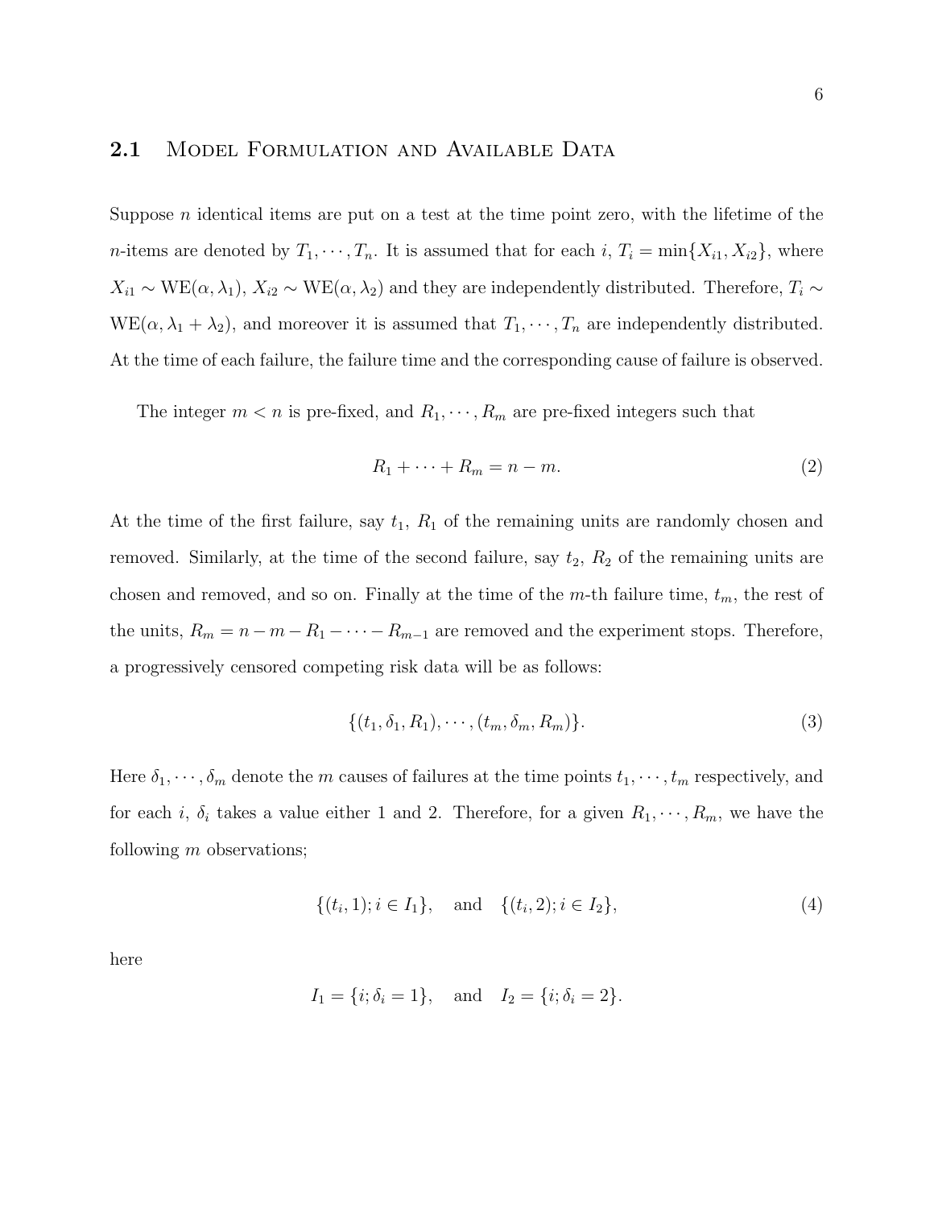## 2.1 Model Formulation and Available Data

Suppose $n$ identical items are put on a test at the time point zero, with the lifetime of the $n$-items are denoted by $T_1, \cdots, T_n$. It is assumed that for each $i$, $T_i = \min\{X_{i1}, X_{i2}\}$, where $X_{i1} \sim \text{WE}(\alpha, \lambda_1)$, $X_{i2} \sim \text{WE}(\alpha, \lambda_2)$ and they are independently distributed. Therefore, $T_i \sim \text{WE}(\alpha, \lambda_1 + \lambda_2)$, and moreover it is assumed that $T_1, \cdots, T_n$ are independently distributed. At the time of each failure, the failure time and the corresponding cause of failure is observed.

The integer $m < n$ is pre-fixed, and $R_1, \cdots, R_m$ are pre-fixed integers such that

$$R_1 + \cdots + R_m = n - m. \tag{2}$$

At the time of the first failure, say $t_1$, $R_1$ of the remaining units are randomly chosen and removed. Similarly, at the time of the second failure, say $t_2$, $R_2$ of the remaining units are chosen and removed, and so on. Finally at the time of the $m$-th failure time, $t_m$, the rest of the units, $R_m = n - m - R_1 - \cdots - R_{m-1}$ are removed and the experiment stops. Therefore, a progressively censored competing risk data will be as follows:

$$\{(t_1, \delta_1, R_1), \cdots, (t_m, \delta_m, R_m)\}. \tag{3}$$

Here $\delta_1, \cdots, \delta_m$ denote the $m$ causes of failures at the time points $t_1, \cdots, t_m$ respectively, and for each $i$, $\delta_i$ takes a value either 1 and 2. Therefore, for a given $R_1, \cdots, R_m$, we have the following $m$ observations;

$$\{(t_i, 1); i \in I_1\}, \quad \text{and} \quad \{(t_i, 2); i \in I_2\}, \tag{4}$$

here

$$I_1 = \{i; \delta_i = 1\}, \quad \text{and} \quad I_2 = \{i; \delta_i = 2\}.$$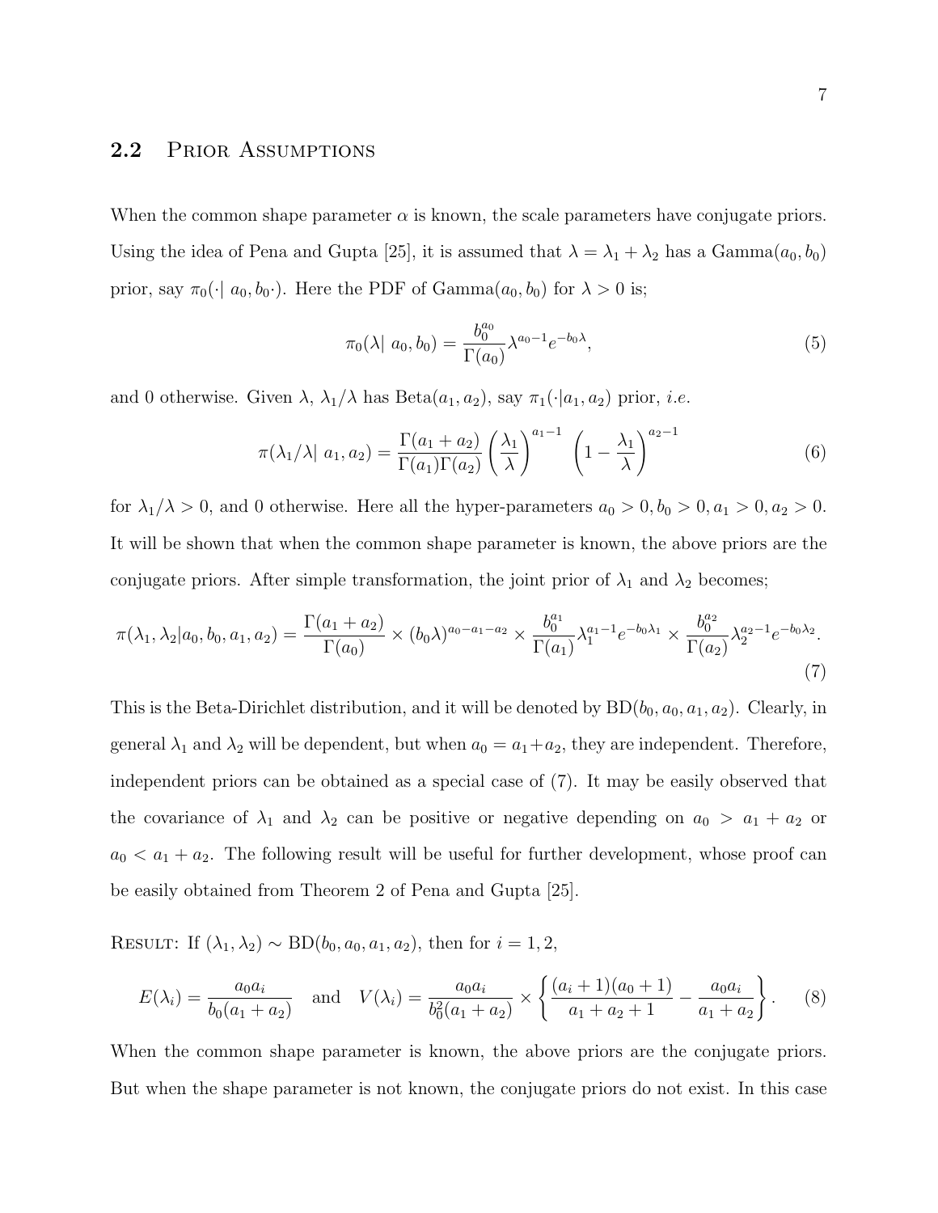## 2.2 Prior Assumptions

When the common shape parameter $\alpha$ is known, the scale parameters have conjugate priors. Using the idea of Pena and Gupta [25], it is assumed that $\lambda = \lambda_1 + \lambda_2$ has a Gamma$(a_0, b_0)$ prior, say $\pi_0(\cdot|\ a_0, b_0\cdot)$. Here the PDF of Gamma$(a_0, b_0)$ for $\lambda > 0$ is;

$$\pi_0(\lambda|\ a_0, b_0) = \frac{b_0^{a_0}}{\Gamma(a_0)} \lambda^{a_0 - 1} e^{-b_0 \lambda}, \tag{5}$$

and 0 otherwise. Given $\lambda$, $\lambda_1/\lambda$ has Beta$(a_1, a_2)$, say $\pi_1(\cdot|a_1, a_2)$ prior, *i.e.*

$$\pi(\lambda_1/\lambda|\ a_1, a_2) = \frac{\Gamma(a_1 + a_2)}{\Gamma(a_1)\Gamma(a_2)} \left(\frac{\lambda_1}{\lambda}\right)^{a_1 - 1} \left(1 - \frac{\lambda_1}{\lambda}\right)^{a_2 - 1} \tag{6}$$

for $\lambda_1/\lambda > 0$, and 0 otherwise. Here all the hyper-parameters $a_0 > 0, b_0 > 0, a_1 > 0, a_2 > 0$. It will be shown that when the common shape parameter is known, the above priors are the conjugate priors. After simple transformation, the joint prior of $\lambda_1$ and $\lambda_2$ becomes;

$$\pi(\lambda_1, \lambda_2 | a_0, b_0, a_1, a_2) = \frac{\Gamma(a_1 + a_2)}{\Gamma(a_0)} \times (b_0 \lambda)^{a_0 - a_1 - a_2} \times \frac{b_0^{a_1}}{\Gamma(a_1)} \lambda_1^{a_1 - 1} e^{-b_0 \lambda_1} \times \frac{b_0^{a_2}}{\Gamma(a_2)} \lambda_2^{a_2 - 1} e^{-b_0 \lambda_2}. \tag{7}$$

This is the Beta-Dirichlet distribution, and it will be denoted by BD$(b_0, a_0, a_1, a_2)$. Clearly, in general $\lambda_1$ and $\lambda_2$ will be dependent, but when $a_0 = a_1 + a_2$, they are independent. Therefore, independent priors can be obtained as a special case of (7). It may be easily observed that the covariance of $\lambda_1$ and $\lambda_2$ can be positive or negative depending on $a_0 > a_1 + a_2$ or $a_0 < a_1 + a_2$. The following result will be useful for further development, whose proof can be easily obtained from Theorem 2 of Pena and Gupta [25].

Result: If $(\lambda_1, \lambda_2) \sim$ BD$(b_0, a_0, a_1, a_2)$, then for $i = 1, 2$,

$$E(\lambda_i) = \frac{a_0 a_i}{b_0(a_1 + a_2)} \quad \text{and} \quad V(\lambda_i) = \frac{a_0 a_i}{b_0^2(a_1 + a_2)} \times \left\{ \frac{(a_i + 1)(a_0 + 1)}{a_1 + a_2 + 1} - \frac{a_0 a_i}{a_1 + a_2} \right\}. \tag{8}$$

When the common shape parameter is known, the above priors are the conjugate priors. But when the shape parameter is not known, the conjugate priors do not exist. In this case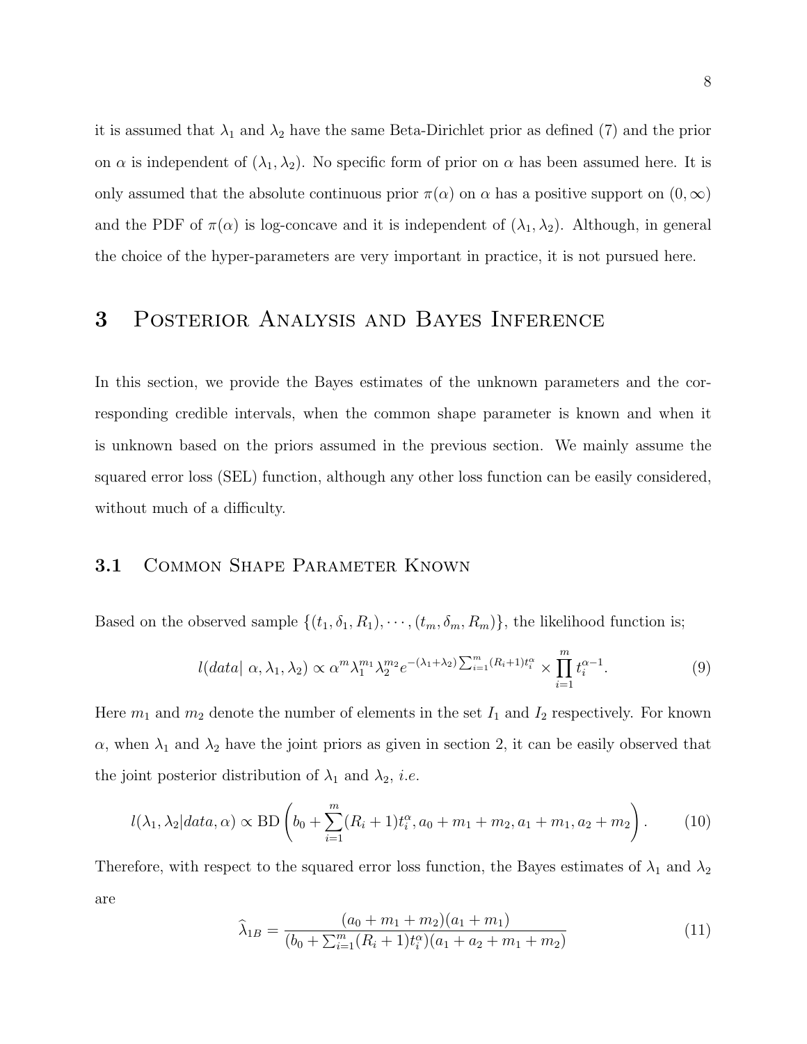it is assumed that $\lambda_1$ and $\lambda_2$ have the same Beta-Dirichlet prior as defined (7) and the prior on $\alpha$ is independent of $(\lambda_1, \lambda_2)$. No specific form of prior on $\alpha$ has been assumed here. It is only assumed that the absolute continuous prior $\pi(\alpha)$ on $\alpha$ has a positive support on $(0, \infty)$ and the PDF of $\pi(\alpha)$ is log-concave and it is independent of $(\lambda_1, \lambda_2)$. Although, in general the choice of the hyper-parameters are very important in practice, it is not pursued here.

# 3 Posterior Analysis and Bayes Inference

In this section, we provide the Bayes estimates of the unknown parameters and the corresponding credible intervals, when the common shape parameter is known and when it is unknown based on the priors assumed in the previous section. We mainly assume the squared error loss (SEL) function, although any other loss function can be easily considered, without much of a difficulty.

## 3.1 Common Shape Parameter Known

Based on the observed sample $\{(t_1, \delta_1, R_1), \cdots, (t_m, \delta_m, R_m)\}$, the likelihood function is;

$$l(data|\ \alpha, \lambda_1, \lambda_2) \propto \alpha^m \lambda_1^{m_1} \lambda_2^{m_2} e^{-(\lambda_1+\lambda_2)\sum_{i=1}^{m}(R_i+1)t_i^{\alpha}} \times \prod_{i=1}^{m} t_i^{\alpha-1}. \tag{9}$$

Here $m_1$ and $m_2$ denote the number of elements in the set $I_1$ and $I_2$ respectively. For known $\alpha$, when $\lambda_1$ and $\lambda_2$ have the joint priors as given in section 2, it can be easily observed that the joint posterior distribution of $\lambda_1$ and $\lambda_2$, *i.e.*

$$l(\lambda_1, \lambda_2|data, \alpha) \propto \text{BD}\left(b_0 + \sum_{i=1}^{m}(R_i+1)t_i^{\alpha}, a_0 + m_1 + m_2, a_1 + m_1, a_2 + m_2\right). \tag{10}$$

Therefore, with respect to the squared error loss function, the Bayes estimates of $\lambda_1$ and $\lambda_2$ are

$$\widehat{\lambda}_{1B} = \frac{(a_0 + m_1 + m_2)(a_1 + m_1)}{(b_0 + \sum_{i=1}^{m}(R_i+1)t_i^{\alpha})(a_1 + a_2 + m_1 + m_2)} \tag{11}$$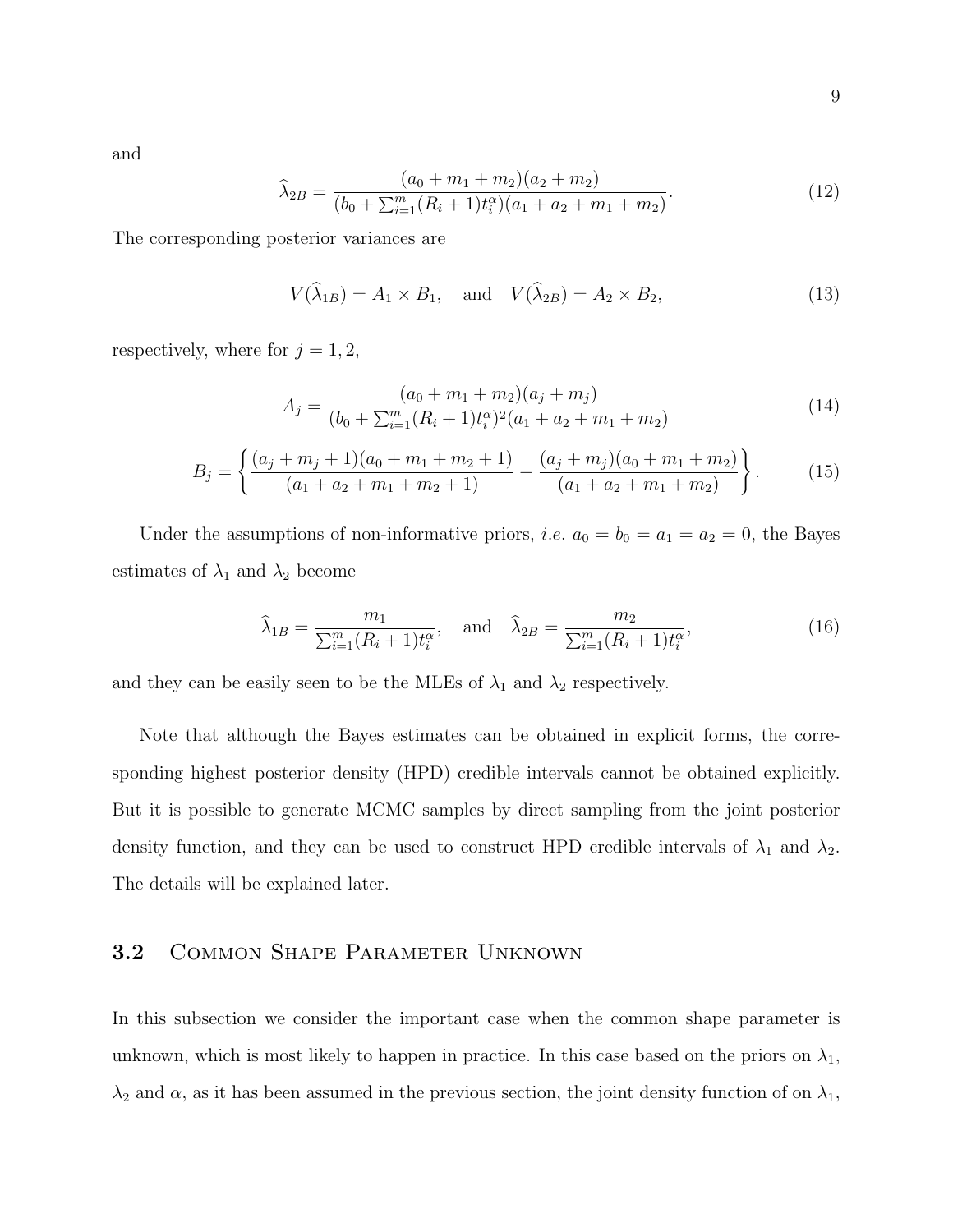and

$$
\widehat{\lambda}_{2B} = \frac{(a_0 + m_1 + m_2)(a_2 + m_2)}{(b_0 + \sum_{i=1}^{m}(R_i + 1)t_i^{\alpha})(a_1 + a_2 + m_1 + m_2)}. \tag{12}
$$

The corresponding posterior variances are

$$
V(\widehat{\lambda}_{1B}) = A_1 \times B_1, \quad \text{and} \quad V(\widehat{\lambda}_{2B}) = A_2 \times B_2, \tag{13}
$$

respectively, where for $j = 1, 2$,

$$
A_j = \frac{(a_0 + m_1 + m_2)(a_j + m_j)}{(b_0 + \sum_{i=1}^{m}(R_i + 1)t_i^{\alpha})^2(a_1 + a_2 + m_1 + m_2)} \tag{14}
$$

$$
B_j = \left\{ \frac{(a_j + m_j + 1)(a_0 + m_1 + m_2 + 1)}{(a_1 + a_2 + m_1 + m_2 + 1)} - \frac{(a_j + m_j)(a_0 + m_1 + m_2)}{(a_1 + a_2 + m_1 + m_2)} \right\}. \tag{15}
$$

Under the assumptions of non-informative priors, *i.e.* $a_0 = b_0 = a_1 = a_2 = 0$, the Bayes estimates of $\lambda_1$ and $\lambda_2$ become

$$
\widehat{\lambda}_{1B} = \frac{m_1}{\sum_{i=1}^{m}(R_i + 1)t_i^{\alpha}}, \quad \text{and} \quad \widehat{\lambda}_{2B} = \frac{m_2}{\sum_{i=1}^{m}(R_i + 1)t_i^{\alpha}}, \tag{16}
$$

and they can be easily seen to be the MLEs of $\lambda_1$ and $\lambda_2$ respectively.

Note that although the Bayes estimates can be obtained in explicit forms, the corresponding highest posterior density (HPD) credible intervals cannot be obtained explicitly. But it is possible to generate MCMC samples by direct sampling from the joint posterior density function, and they can be used to construct HPD credible intervals of $\lambda_1$ and $\lambda_2$. The details will be explained later.

### 3.2 Common Shape Parameter Unknown

In this subsection we consider the important case when the common shape parameter is unknown, which is most likely to happen in practice. In this case based on the priors on $\lambda_1$, $\lambda_2$ and $\alpha$, as it has been assumed in the previous section, the joint density function of on $\lambda_1$,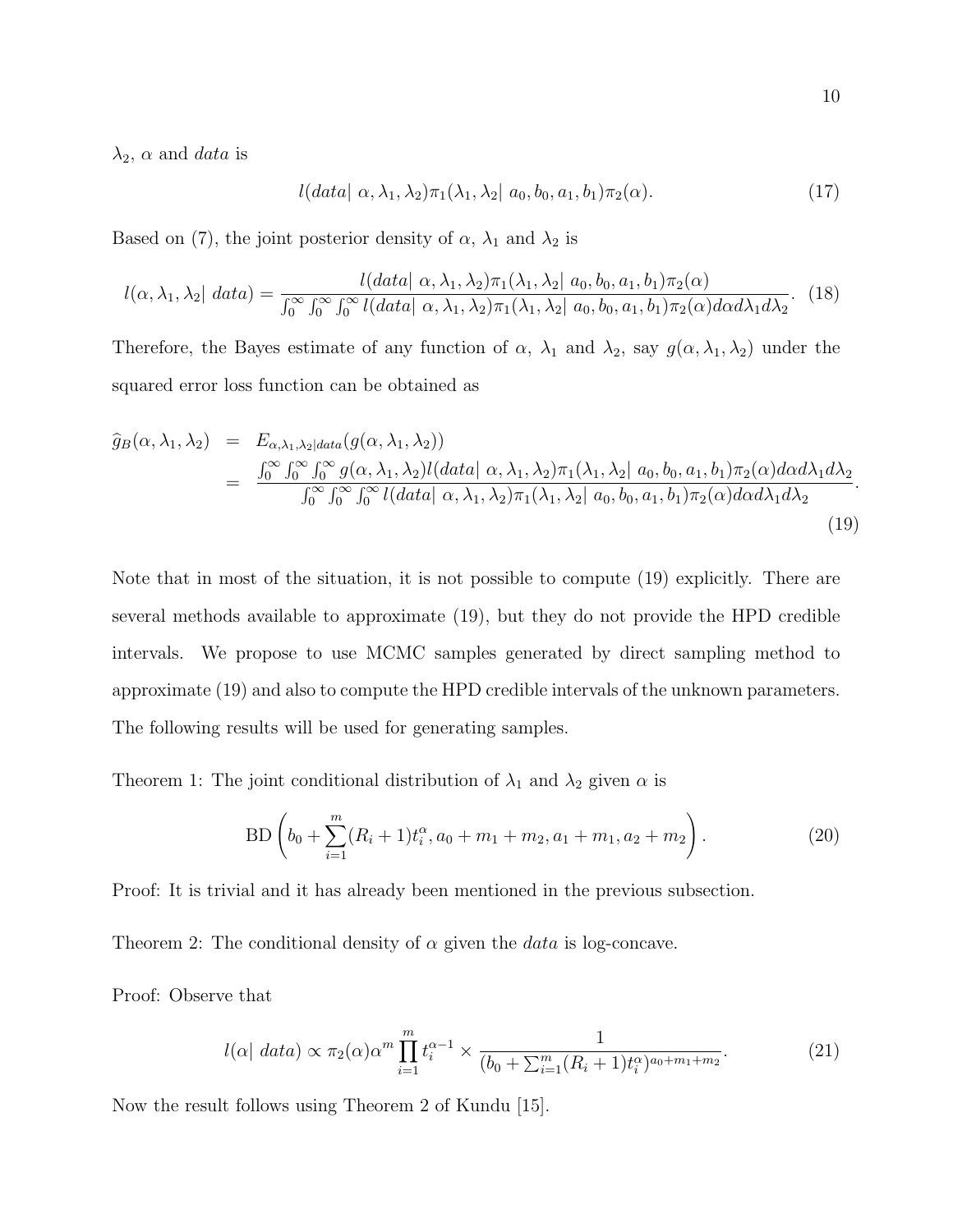$\lambda_2$, $\alpha$ and *data* is

$$l(data|\ \alpha, \lambda_1, \lambda_2)\pi_1(\lambda_1, \lambda_2|\ a_0, b_0, a_1, b_1)\pi_2(\alpha). \tag{17}$$

Based on (7), the joint posterior density of $\alpha$, $\lambda_1$ and $\lambda_2$ is

$$l(\alpha, \lambda_1, \lambda_2|\ data) = \frac{l(data|\ \alpha, \lambda_1, \lambda_2)\pi_1(\lambda_1, \lambda_2|\ a_0, b_0, a_1, b_1)\pi_2(\alpha)}{\int_0^\infty \int_0^\infty \int_0^\infty l(data|\ \alpha, \lambda_1, \lambda_2)\pi_1(\lambda_1, \lambda_2|\ a_0, b_0, a_1, b_1)\pi_2(\alpha) d\alpha d\lambda_1 d\lambda_2}. \tag{18}$$

Therefore, the Bayes estimate of any function of $\alpha$, $\lambda_1$ and $\lambda_2$, say $g(\alpha, \lambda_1, \lambda_2)$ under the squared error loss function can be obtained as

$$\begin{aligned}
\widehat{g}_B(\alpha, \lambda_1, \lambda_2) &= E_{\alpha, \lambda_1, \lambda_2 | data}(g(\alpha, \lambda_1, \lambda_2)) \\
&= \frac{\int_0^\infty \int_0^\infty \int_0^\infty g(\alpha, \lambda_1, \lambda_2) l(data|\ \alpha, \lambda_1, \lambda_2)\pi_1(\lambda_1, \lambda_2|\ a_0, b_0, a_1, b_1)\pi_2(\alpha) d\alpha d\lambda_1 d\lambda_2}{\int_0^\infty \int_0^\infty \int_0^\infty l(data|\ \alpha, \lambda_1, \lambda_2)\pi_1(\lambda_1, \lambda_2|\ a_0, b_0, a_1, b_1)\pi_2(\alpha) d\alpha d\lambda_1 d\lambda_2}.
\end{aligned} \tag{19}$$

Note that in most of the situation, it is not possible to compute (19) explicitly. There are several methods available to approximate (19), but they do not provide the HPD credible intervals. We propose to use MCMC samples generated by direct sampling method to approximate (19) and also to compute the HPD credible intervals of the unknown parameters. The following results will be used for generating samples.

Theorem 1: The joint conditional distribution of $\lambda_1$ and $\lambda_2$ given $\alpha$ is

$$\text{BD}\left(b_0 + \sum_{i=1}^{m} (R_i + 1) t_i^\alpha, a_0 + m_1 + m_2, a_1 + m_1, a_2 + m_2\right). \tag{20}$$

Proof: It is trivial and it has already been mentioned in the previous subsection.

Theorem 2: The conditional density of $\alpha$ given the *data* is log-concave.

Proof: Observe that

$$l(\alpha|\ data) \propto \pi_2(\alpha)\alpha^m \prod_{i=1}^{m} t_i^{\alpha-1} \times \frac{1}{(b_0 + \sum_{i=1}^{m}(R_i + 1)t_i^\alpha)^{a_0 + m_1 + m_2}}. \tag{21}$$

Now the result follows using Theorem 2 of Kundu [15].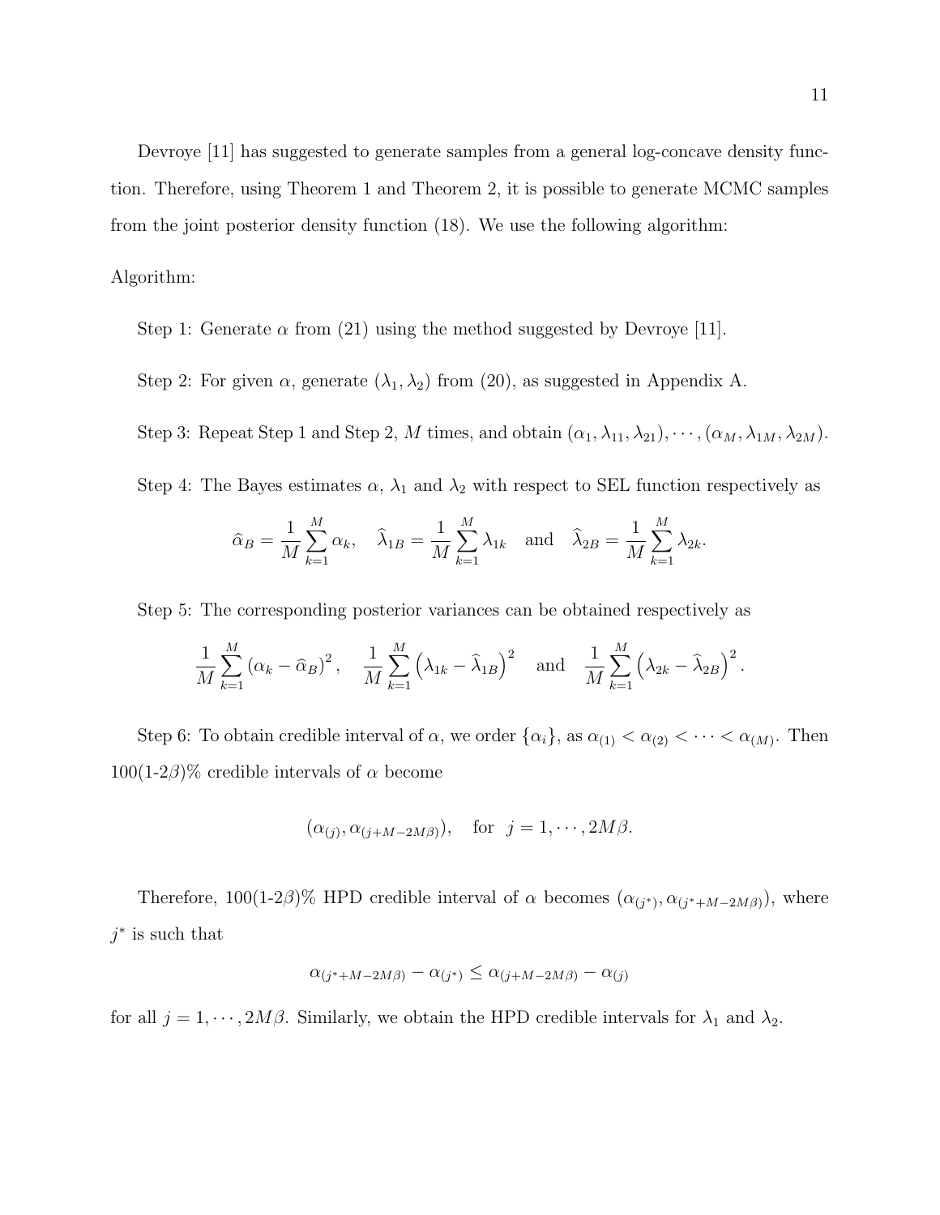Devroye [11] has suggested to generate samples from a general log-concave density function. Therefore, using Theorem 1 and Theorem 2, it is possible to generate MCMC samples from the joint posterior density function (18). We use the following algorithm:

Algorithm:

Step 1: Generate $\alpha$ from (21) using the method suggested by Devroye [11].

Step 2: For given $\alpha$, generate $(\lambda_1, \lambda_2)$ from (20), as suggested in Appendix A.

Step 3: Repeat Step 1 and Step 2, $M$ times, and obtain $(\alpha_1, \lambda_{11}, \lambda_{21}), \cdots, (\alpha_M, \lambda_{1M}, \lambda_{2M})$.

Step 4: The Bayes estimates $\alpha$, $\lambda_1$ and $\lambda_2$ with respect to SEL function respectively as

$$\widehat{\alpha}_B = \frac{1}{M}\sum_{k=1}^{M}\alpha_k, \quad \widehat{\lambda}_{1B} = \frac{1}{M}\sum_{k=1}^{M}\lambda_{1k} \quad \text{and} \quad \widehat{\lambda}_{2B} = \frac{1}{M}\sum_{k=1}^{M}\lambda_{2k}.$$

Step 5: The corresponding posterior variances can be obtained respectively as

$$\frac{1}{M}\sum_{k=1}^{M}\left(\alpha_k - \widehat{\alpha}_B\right)^2, \quad \frac{1}{M}\sum_{k=1}^{M}\left(\lambda_{1k} - \widehat{\lambda}_{1B}\right)^2 \quad \text{and} \quad \frac{1}{M}\sum_{k=1}^{M}\left(\lambda_{2k} - \widehat{\lambda}_{2B}\right)^2.$$

Step 6: To obtain credible interval of $\alpha$, we order $\{\alpha_i\}$, as $\alpha_{(1)} < \alpha_{(2)} < \cdots < \alpha_{(M)}$. Then 100(1-2$\beta$)% credible intervals of $\alpha$ become

$$(\alpha_{(j)}, \alpha_{(j+M-2M\beta)}), \quad \text{for} \quad j = 1, \cdots, 2M\beta.$$

Therefore, 100(1-2$\beta$)% HPD credible interval of $\alpha$ becomes $(\alpha_{(j^*)}, \alpha_{(j^*+M-2M\beta)})$, where $j^*$ is such that

$$\alpha_{(j^*+M-2M\beta)} - \alpha_{(j^*)} \leq \alpha_{(j+M-2M\beta)} - \alpha_{(j)}$$

for all $j = 1, \cdots, 2M\beta$. Similarly, we obtain the HPD credible intervals for $\lambda_1$ and $\lambda_2$.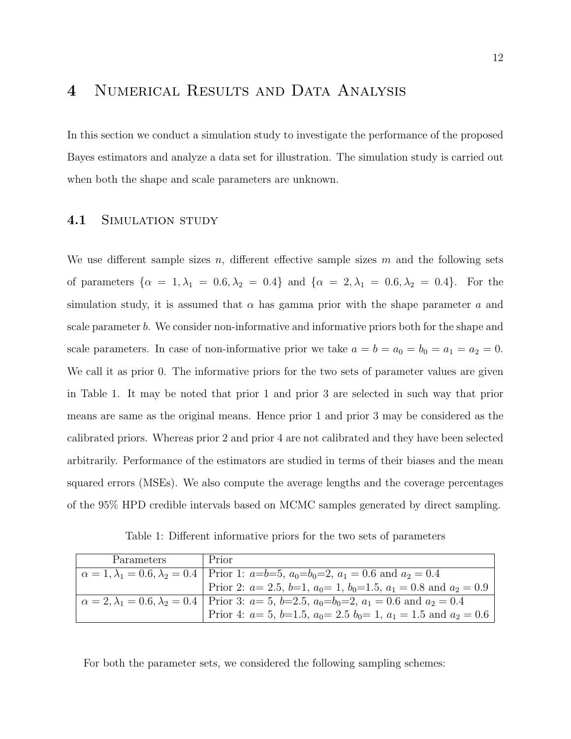# 4 Numerical Results and Data Analysis

In this section we conduct a simulation study to investigate the performance of the proposed Bayes estimators and analyze a data set for illustration. The simulation study is carried out when both the shape and scale parameters are unknown.

## 4.1 Simulation study

We use different sample sizes $n$, different effective sample sizes $m$ and the following sets of parameters $\{\alpha = 1, \lambda_1 = 0.6, \lambda_2 = 0.4\}$ and $\{\alpha = 2, \lambda_1 = 0.6, \lambda_2 = 0.4\}$. For the simulation study, it is assumed that $\alpha$ has gamma prior with the shape parameter $a$ and scale parameter $b$. We consider non-informative and informative priors both for the shape and scale parameters. In case of non-informative prior we take $a = b = a_0 = b_0 = a_1 = a_2 = 0$. We call it as prior 0. The informative priors for the two sets of parameter values are given in Table 1. It may be noted that prior 1 and prior 3 are selected in such way that prior means are same as the original means. Hence prior 1 and prior 3 may be considered as the calibrated priors. Whereas prior 2 and prior 4 are not calibrated and they have been selected arbitrarily. Performance of the estimators are studied in terms of their biases and the mean squared errors (MSEs). We also compute the average lengths and the coverage percentages of the 95% HPD credible intervals based on MCMC samples generated by direct sampling.

Table 1: Different informative priors for the two sets of parameters

| Parameters | Prior |
|---|---|
| $\alpha = 1, \lambda_1 = 0.6, \lambda_2 = 0.4$ | Prior 1: $a$=$b$=5, $a_0$=$b_0$=2, $a_1 = 0.6$ and $a_2 = 0.4$ |
| | Prior 2: $a$= 2.5, $b$=1, $a_0$= 1, $b_0$=1.5, $a_1 = 0.8$ and $a_2 = 0.9$ |
| $\alpha = 2, \lambda_1 = 0.6, \lambda_2 = 0.4$ | Prior 3: $a$= 5, $b$=2.5, $a_0$=$b_0$=2, $a_1 = 0.6$ and $a_2 = 0.4$ |
| | Prior 4: $a$= 5, $b$=1.5, $a_0$= 2.5 $b_0$= 1, $a_1 = 1.5$ and $a_2 = 0.6$ |

For both the parameter sets, we considered the following sampling schemes: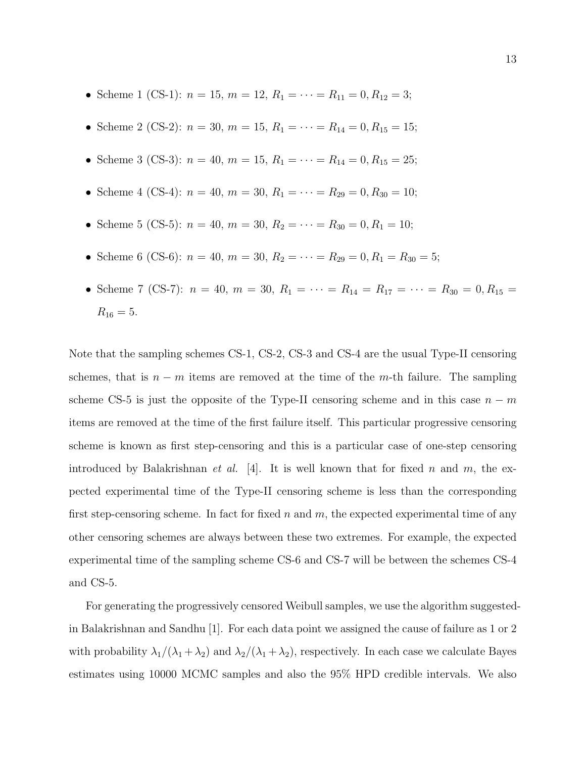- Scheme 1 (CS-1): $n = 15$, $m = 12$, $R_1 = \cdots = R_{11} = 0, R_{12} = 3$;
- Scheme 2 (CS-2): $n = 30$, $m = 15$, $R_1 = \cdots = R_{14} = 0, R_{15} = 15$;
- Scheme 3 (CS-3): $n = 40$, $m = 15$, $R_1 = \cdots = R_{14} = 0, R_{15} = 25$;
- Scheme 4 (CS-4): $n = 40$, $m = 30$, $R_1 = \cdots = R_{29} = 0, R_{30} = 10$;
- Scheme 5 (CS-5): $n = 40$, $m = 30$, $R_2 = \cdots = R_{30} = 0, R_1 = 10$;
- Scheme 6 (CS-6): $n = 40$, $m = 30$, $R_2 = \cdots = R_{29} = 0, R_1 = R_{30} = 5$;
- Scheme 7 (CS-7): $n = 40$, $m = 30$, $R_1 = \cdots = R_{14} = R_{17} = \cdots = R_{30} = 0, R_{15} = R_{16} = 5$.

Note that the sampling schemes CS-1, CS-2, CS-3 and CS-4 are the usual Type-II censoring schemes, that is $n - m$ items are removed at the time of the $m$-th failure. The sampling scheme CS-5 is just the opposite of the Type-II censoring scheme and in this case $n - m$ items are removed at the time of the first failure itself. This particular progressive censoring scheme is known as first step-censoring and this is a particular case of one-step censoring introduced by Balakrishnan *et al.* [4]. It is well known that for fixed $n$ and $m$, the expected experimental time of the Type-II censoring scheme is less than the corresponding first step-censoring scheme. In fact for fixed $n$ and $m$, the expected experimental time of any other censoring schemes are always between these two extremes. For example, the expected experimental time of the sampling scheme CS-6 and CS-7 will be between the schemes CS-4 and CS-5.

For generating the progressively censored Weibull samples, we use the algorithm suggestedin Balakrishnan and Sandhu [1]. For each data point we assigned the cause of failure as 1 or 2 with probability $\lambda_1/(\lambda_1 + \lambda_2)$ and $\lambda_2/(\lambda_1 + \lambda_2)$, respectively. In each case we calculate Bayes estimates using 10000 MCMC samples and also the 95% HPD credible intervals. We also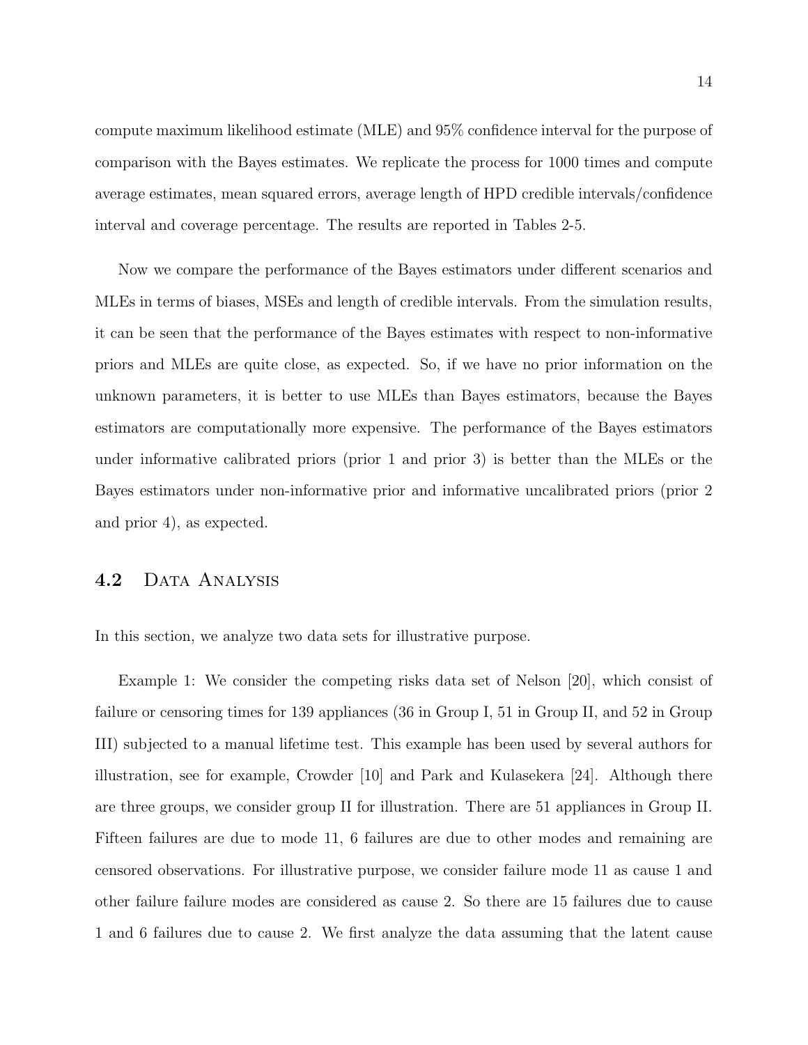compute maximum likelihood estimate (MLE) and 95% confidence interval for the purpose of comparison with the Bayes estimates. We replicate the process for 1000 times and compute average estimates, mean squared errors, average length of HPD credible intervals/confidence interval and coverage percentage. The results are reported in Tables 2-5.

Now we compare the performance of the Bayes estimators under different scenarios and MLEs in terms of biases, MSEs and length of credible intervals. From the simulation results, it can be seen that the performance of the Bayes estimates with respect to non-informative priors and MLEs are quite close, as expected. So, if we have no prior information on the unknown parameters, it is better to use MLEs than Bayes estimators, because the Bayes estimators are computationally more expensive. The performance of the Bayes estimators under informative calibrated priors (prior 1 and prior 3) is better than the MLEs or the Bayes estimators under non-informative prior and informative uncalibrated priors (prior 2 and prior 4), as expected.

## 4.2 Data Analysis

In this section, we analyze two data sets for illustrative purpose.

Example 1: We consider the competing risks data set of Nelson [20], which consist of failure or censoring times for 139 appliances (36 in Group I, 51 in Group II, and 52 in Group III) subjected to a manual lifetime test. This example has been used by several authors for illustration, see for example, Crowder [10] and Park and Kulasekera [24]. Although there are three groups, we consider group II for illustration. There are 51 appliances in Group II. Fifteen failures are due to mode 11, 6 failures are due to other modes and remaining are censored observations. For illustrative purpose, we consider failure mode 11 as cause 1 and other failure failure modes are considered as cause 2. So there are 15 failures due to cause 1 and 6 failures due to cause 2. We first analyze the data assuming that the latent cause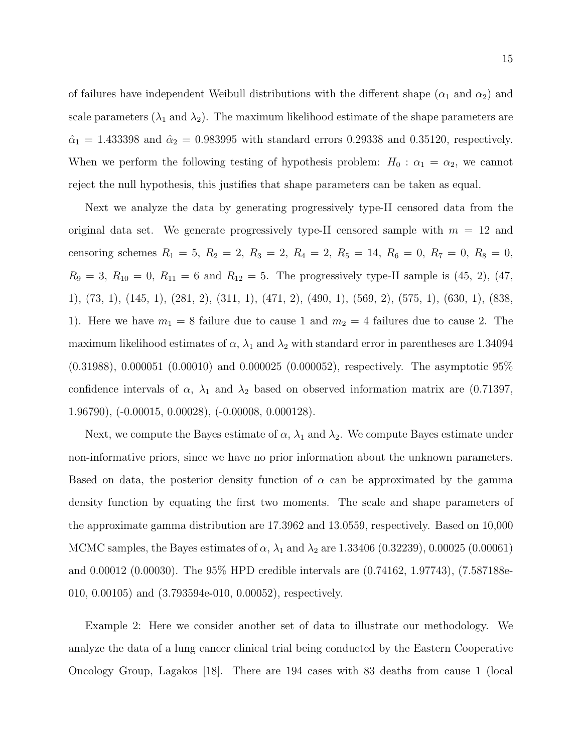of failures have independent Weibull distributions with the different shape ($\alpha_1$ and $\alpha_2$) and scale parameters ($\lambda_1$ and $\lambda_2$). The maximum likelihood estimate of the shape parameters are $\hat{\alpha}_1 = 1.433398$ and $\hat{\alpha}_2 = 0.983995$ with standard errors 0.29338 and 0.35120, respectively. When we perform the following testing of hypothesis problem: $H_0 : \alpha_1 = \alpha_2$, we cannot reject the null hypothesis, this justifies that shape parameters can be taken as equal.

Next we analyze the data by generating progressively type-II censored data from the original data set. We generate progressively type-II censored sample with $m = 12$ and censoring schemes $R_1 = 5$, $R_2 = 2$, $R_3 = 2$, $R_4 = 2$, $R_5 = 14$, $R_6 = 0$, $R_7 = 0$, $R_8 = 0$, $R_9 = 3$, $R_{10} = 0$, $R_{11} = 6$ and $R_{12} = 5$. The progressively type-II sample is (45, 2), (47, 1), (73, 1), (145, 1), (281, 2), (311, 1), (471, 2), (490, 1), (569, 2), (575, 1), (630, 1), (838, 1). Here we have $m_1 = 8$ failure due to cause 1 and $m_2 = 4$ failures due to cause 2. The maximum likelihood estimates of $\alpha$, $\lambda_1$ and $\lambda_2$ with standard error in parentheses are 1.34094 (0.31988), 0.000051 (0.00010) and 0.000025 (0.000052), respectively. The asymptotic 95% confidence intervals of $\alpha$, $\lambda_1$ and $\lambda_2$ based on observed information matrix are (0.71397, 1.96790), (-0.00015, 0.00028), (-0.00008, 0.000128).

Next, we compute the Bayes estimate of $\alpha$, $\lambda_1$ and $\lambda_2$. We compute Bayes estimate under non-informative priors, since we have no prior information about the unknown parameters. Based on data, the posterior density function of $\alpha$ can be approximated by the gamma density function by equating the first two moments. The scale and shape parameters of the approximate gamma distribution are 17.3962 and 13.0559, respectively. Based on 10,000 MCMC samples, the Bayes estimates of $\alpha$, $\lambda_1$ and $\lambda_2$ are 1.33406 (0.32239), 0.00025 (0.00061) and 0.00012 (0.00030). The 95% HPD credible intervals are (0.74162, 1.97743), (7.587188e-010, 0.00105) and (3.793594e-010, 0.00052), respectively.

Example 2: Here we consider another set of data to illustrate our methodology. We analyze the data of a lung cancer clinical trial being conducted by the Eastern Cooperative Oncology Group, Lagakos [18]. There are 194 cases with 83 deaths from cause 1 (local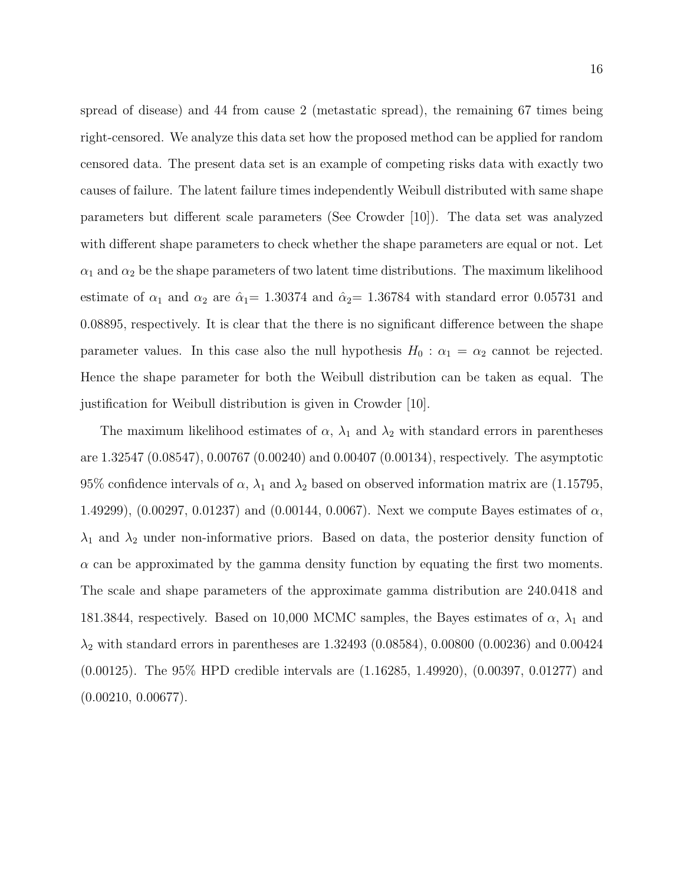spread of disease) and 44 from cause 2 (metastatic spread), the remaining 67 times being right-censored. We analyze this data set how the proposed method can be applied for random censored data. The present data set is an example of competing risks data with exactly two causes of failure. The latent failure times independently Weibull distributed with same shape parameters but different scale parameters (See Crowder [10]). The data set was analyzed with different shape parameters to check whether the shape parameters are equal or not. Let $\alpha_1$ and $\alpha_2$ be the shape parameters of two latent time distributions. The maximum likelihood estimate of $\alpha_1$ and $\alpha_2$ are $\hat{\alpha}_1$= 1.30374 and $\hat{\alpha}_2$= 1.36784 with standard error 0.05731 and 0.08895, respectively. It is clear that the there is no significant difference between the shape parameter values. In this case also the null hypothesis $H_0 : \alpha_1 = \alpha_2$ cannot be rejected. Hence the shape parameter for both the Weibull distribution can be taken as equal. The justification for Weibull distribution is given in Crowder [10].

The maximum likelihood estimates of $\alpha$, $\lambda_1$ and $\lambda_2$ with standard errors in parentheses are 1.32547 (0.08547), 0.00767 (0.00240) and 0.00407 (0.00134), respectively. The asymptotic 95% confidence intervals of $\alpha$, $\lambda_1$ and $\lambda_2$ based on observed information matrix are (1.15795, 1.49299), (0.00297, 0.01237) and (0.00144, 0.0067). Next we compute Bayes estimates of $\alpha$, $\lambda_1$ and $\lambda_2$ under non-informative priors. Based on data, the posterior density function of $\alpha$ can be approximated by the gamma density function by equating the first two moments. The scale and shape parameters of the approximate gamma distribution are 240.0418 and 181.3844, respectively. Based on 10,000 MCMC samples, the Bayes estimates of $\alpha$, $\lambda_1$ and $\lambda_2$ with standard errors in parentheses are 1.32493 (0.08584), 0.00800 (0.00236) and 0.00424 (0.00125). The 95% HPD credible intervals are (1.16285, 1.49920), (0.00397, 0.01277) and (0.00210, 0.00677).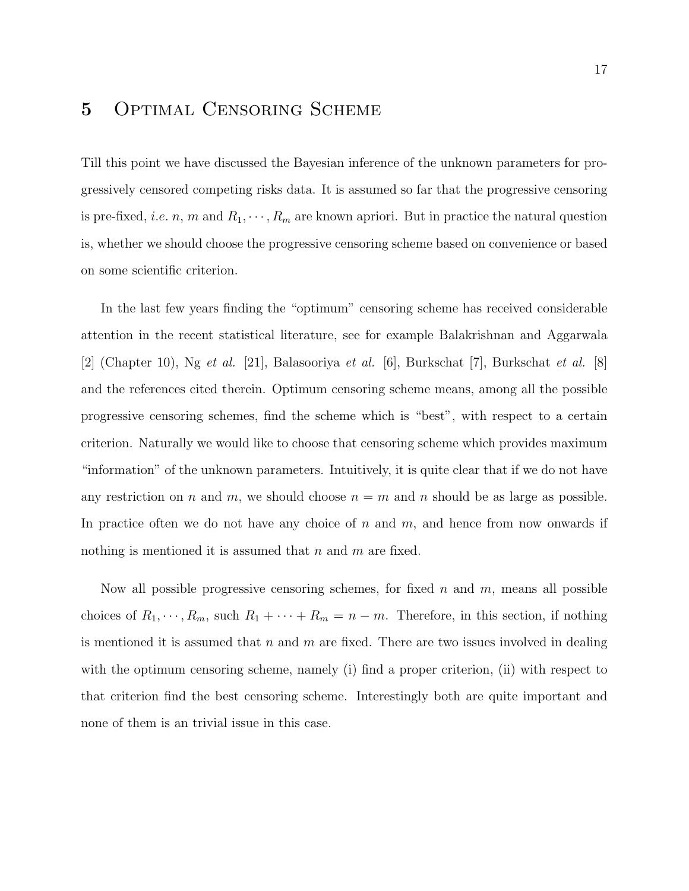# 5 Optimal Censoring Scheme

Till this point we have discussed the Bayesian inference of the unknown parameters for progressively censored competing risks data. It is assumed so far that the progressive censoring is pre-fixed, *i.e.* $n$, $m$ and $R_1, \cdots, R_m$ are known apriori. But in practice the natural question is, whether we should choose the progressive censoring scheme based on convenience or based on some scientific criterion.

In the last few years finding the "optimum" censoring scheme has received considerable attention in the recent statistical literature, see for example Balakrishnan and Aggarwala [2] (Chapter 10), Ng *et al.* [21], Balasooriya *et al.* [6], Burkschat [7], Burkschat *et al.* [8] and the references cited therein. Optimum censoring scheme means, among all the possible progressive censoring schemes, find the scheme which is "best", with respect to a certain criterion. Naturally we would like to choose that censoring scheme which provides maximum "information" of the unknown parameters. Intuitively, it is quite clear that if we do not have any restriction on $n$ and $m$, we should choose $n = m$ and $n$ should be as large as possible. In practice often we do not have any choice of $n$ and $m$, and hence from now onwards if nothing is mentioned it is assumed that $n$ and $m$ are fixed.

Now all possible progressive censoring schemes, for fixed $n$ and $m$, means all possible choices of $R_1, \cdots, R_m$, such $R_1 + \cdots + R_m = n - m$. Therefore, in this section, if nothing is mentioned it is assumed that $n$ and $m$ are fixed. There are two issues involved in dealing with the optimum censoring scheme, namely (i) find a proper criterion, (ii) with respect to that criterion find the best censoring scheme. Interestingly both are quite important and none of them is an trivial issue in this case.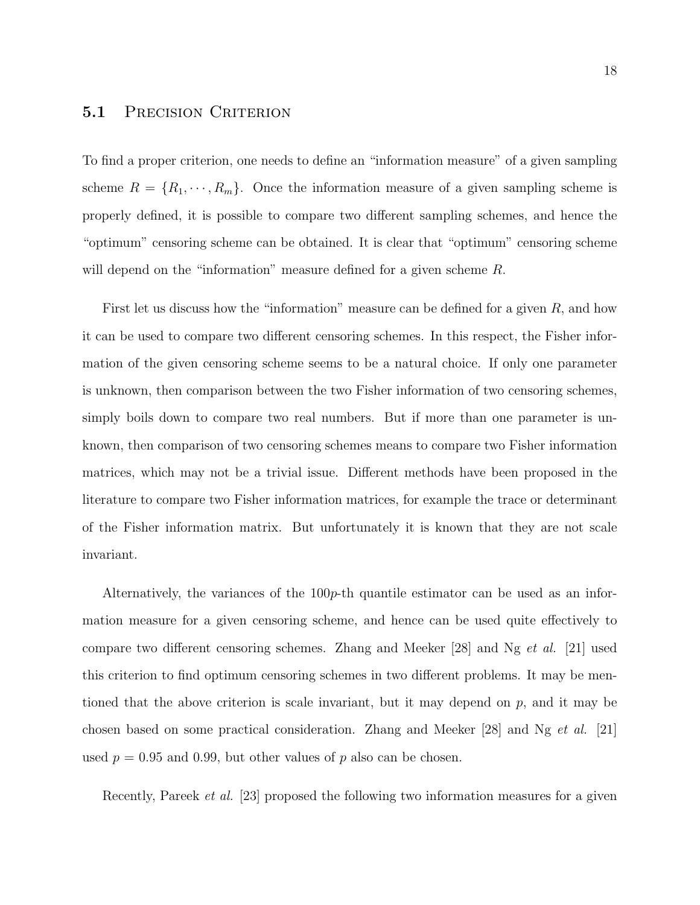## 5.1 Precision Criterion

To find a proper criterion, one needs to define an "information measure" of a given sampling scheme $R = \{R_1, \cdots, R_m\}$. Once the information measure of a given sampling scheme is properly defined, it is possible to compare two different sampling schemes, and hence the "optimum" censoring scheme can be obtained. It is clear that "optimum" censoring scheme will depend on the "information" measure defined for a given scheme $R$.

First let us discuss how the "information" measure can be defined for a given $R$, and how it can be used to compare two different censoring schemes. In this respect, the Fisher information of the given censoring scheme seems to be a natural choice. If only one parameter is unknown, then comparison between the two Fisher information of two censoring schemes, simply boils down to compare two real numbers. But if more than one parameter is unknown, then comparison of two censoring schemes means to compare two Fisher information matrices, which may not be a trivial issue. Different methods have been proposed in the literature to compare two Fisher information matrices, for example the trace or determinant of the Fisher information matrix. But unfortunately it is known that they are not scale invariant.

Alternatively, the variances of the $100p$-th quantile estimator can be used as an information measure for a given censoring scheme, and hence can be used quite effectively to compare two different censoring schemes. Zhang and Meeker [28] and Ng *et al.* [21] used this criterion to find optimum censoring schemes in two different problems. It may be mentioned that the above criterion is scale invariant, but it may depend on $p$, and it may be chosen based on some practical consideration. Zhang and Meeker [28] and Ng *et al.* [21] used $p = 0.95$ and $0.99$, but other values of $p$ also can be chosen.

Recently, Pareek *et al.* [23] proposed the following two information measures for a given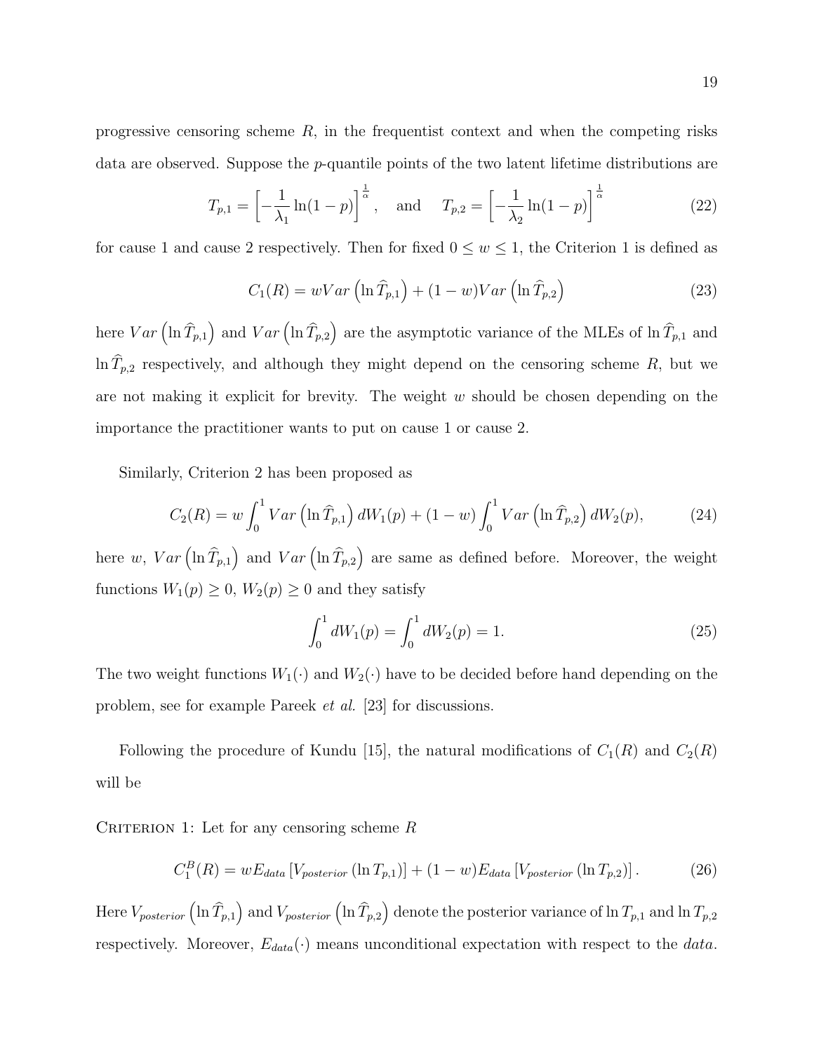progressive censoring scheme $R$, in the frequentist context and when the competing risks data are observed. Suppose the $p$-quantile points of the two latent lifetime distributions are

$$T_{p,1} = \left[-\frac{1}{\lambda_1}\ln(1-p)\right]^{\frac{1}{\alpha}}, \quad \text{and} \quad T_{p,2} = \left[-\frac{1}{\lambda_2}\ln(1-p)\right]^{\frac{1}{\alpha}} \tag{22}$$

for cause 1 and cause 2 respectively. Then for fixed $0 \leq w \leq 1$, the Criterion 1 is defined as

$$C_1(R) = wVar\left(\ln \widehat{T}_{p,1}\right) + (1-w)Var\left(\ln \widehat{T}_{p,2}\right) \tag{23}$$

here $Var\left(\ln \widehat{T}_{p,1}\right)$ and $Var\left(\ln \widehat{T}_{p,2}\right)$ are the asymptotic variance of the MLEs of $\ln \widehat{T}_{p,1}$ and $\ln \widehat{T}_{p,2}$ respectively, and although they might depend on the censoring scheme $R$, but we are not making it explicit for brevity. The weight $w$ should be chosen depending on the importance the practitioner wants to put on cause 1 or cause 2.

Similarly, Criterion 2 has been proposed as

$$C_2(R) = w\int_0^1 Var\left(\ln \widehat{T}_{p,1}\right) dW_1(p) + (1-w)\int_0^1 Var\left(\ln \widehat{T}_{p,2}\right) dW_2(p), \tag{24}$$

here $w$, $Var\left(\ln \widehat{T}_{p,1}\right)$ and $Var\left(\ln \widehat{T}_{p,2}\right)$ are same as defined before. Moreover, the weight functions $W_1(p) \geq 0$, $W_2(p) \geq 0$ and they satisfy

$$\int_0^1 dW_1(p) = \int_0^1 dW_2(p) = 1. \tag{25}$$

The two weight functions $W_1(\cdot)$ and $W_2(\cdot)$ have to be decided before hand depending on the problem, see for example Pareek *et al.* [23] for discussions.

Following the procedure of Kundu [15], the natural modifications of $C_1(R)$ and $C_2(R)$ will be

Criterion 1: Let for any censoring scheme $R$

$$C_1^B(R) = wE_{data}\left[V_{posterior}\left(\ln T_{p,1}\right)\right] + (1-w)E_{data}\left[V_{posterior}\left(\ln T_{p,2}\right)\right]. \tag{26}$$

Here $V_{posterior}\left(\ln \widehat{T}_{p,1}\right)$ and $V_{posterior}\left(\ln \widehat{T}_{p,2}\right)$ denote the posterior variance of $\ln T_{p,1}$ and $\ln T_{p,2}$ respectively. Moreover, $E_{data}(\cdot)$ means unconditional expectation with respect to the *data*.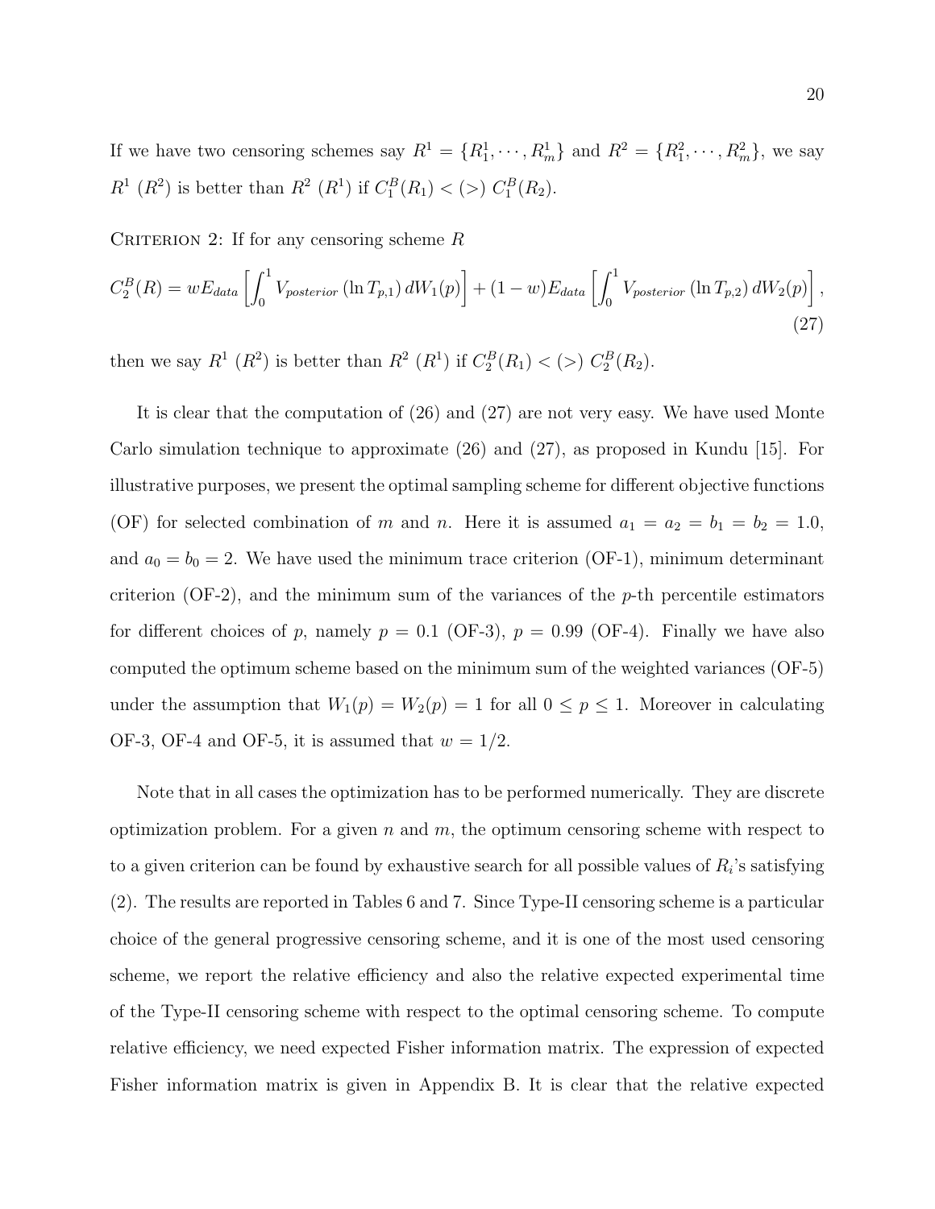If we have two censoring schemes say $R^1 = \{R_1^1, \cdots, R_m^1\}$ and $R^2 = \{R_1^2, \cdots, R_m^2\}$, we say $R^1$ ($R^2$) is better than $R^2$ ($R^1$) if $C_1^B(R_1) < (>)\ C_1^B(R_2)$.

Criterion 2: If for any censoring scheme $R$

$$C_2^B(R) = wE_{data}\left[\int_0^1 V_{posterior}\left(\ln T_{p,1}\right) dW_1(p)\right] + (1-w)E_{data}\left[\int_0^1 V_{posterior}\left(\ln T_{p,2}\right) dW_2(p)\right], \tag{27}$$

then we say $R^1$ ($R^2$) is better than $R^2$ ($R^1$) if $C_2^B(R_1) < (>)\ C_2^B(R_2)$.

It is clear that the computation of (26) and (27) are not very easy. We have used Monte Carlo simulation technique to approximate (26) and (27), as proposed in Kundu [15]. For illustrative purposes, we present the optimal sampling scheme for different objective functions (OF) for selected combination of $m$ and $n$. Here it is assumed $a_1 = a_2 = b_1 = b_2 = 1.0$, and $a_0 = b_0 = 2$. We have used the minimum trace criterion (OF-1), minimum determinant criterion (OF-2), and the minimum sum of the variances of the $p$-th percentile estimators for different choices of $p$, namely $p = 0.1$ (OF-3), $p = 0.99$ (OF-4). Finally we have also computed the optimum scheme based on the minimum sum of the weighted variances (OF-5) under the assumption that $W_1(p) = W_2(p) = 1$ for all $0 \leq p \leq 1$. Moreover in calculating OF-3, OF-4 and OF-5, it is assumed that $w = 1/2$.

Note that in all cases the optimization has to be performed numerically. They are discrete optimization problem. For a given $n$ and $m$, the optimum censoring scheme with respect to to a given criterion can be found by exhaustive search for all possible values of $R_i$'s satisfying (2). The results are reported in Tables 6 and 7. Since Type-II censoring scheme is a particular choice of the general progressive censoring scheme, and it is one of the most used censoring scheme, we report the relative efficiency and also the relative expected experimental time of the Type-II censoring scheme with respect to the optimal censoring scheme. To compute relative efficiency, we need expected Fisher information matrix. The expression of expected Fisher information matrix is given in Appendix B. It is clear that the relative expected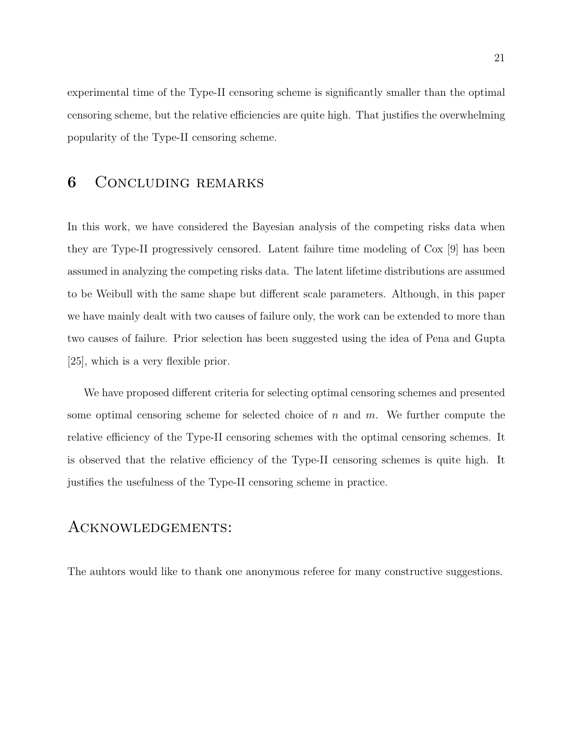experimental time of the Type-II censoring scheme is significantly smaller than the optimal censoring scheme, but the relative efficiencies are quite high. That justifies the overwhelming popularity of the Type-II censoring scheme.

## 6 Concluding remarks

In this work, we have considered the Bayesian analysis of the competing risks data when they are Type-II progressively censored. Latent failure time modeling of Cox [9] has been assumed in analyzing the competing risks data. The latent lifetime distributions are assumed to be Weibull with the same shape but different scale parameters. Although, in this paper we have mainly dealt with two causes of failure only, the work can be extended to more than two causes of failure. Prior selection has been suggested using the idea of Pena and Gupta [25], which is a very flexible prior.

We have proposed different criteria for selecting optimal censoring schemes and presented some optimal censoring scheme for selected choice of $n$ and $m$. We further compute the relative efficiency of the Type-II censoring schemes with the optimal censoring schemes. It is observed that the relative efficiency of the Type-II censoring schemes is quite high. It justifies the usefulness of the Type-II censoring scheme in practice.

## Acknowledgements:

The auhtors would like to thank one anonymous referee for many constructive suggestions.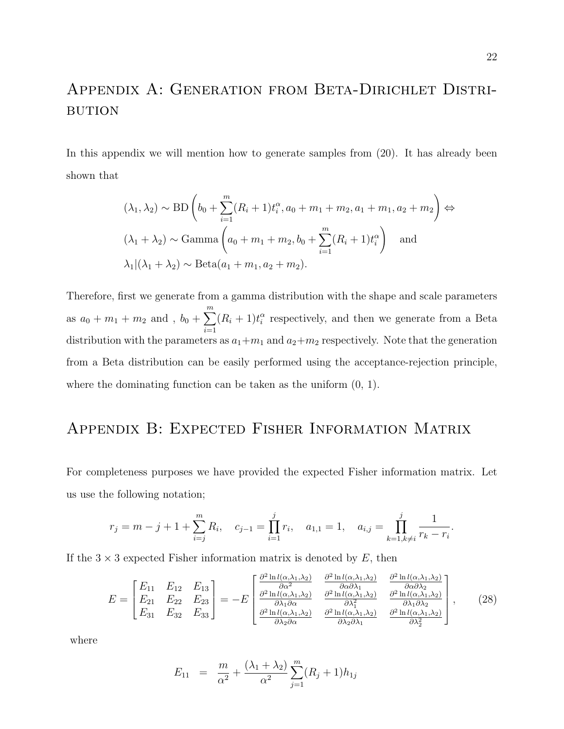# Appendix A: Generation from Beta-Dirichlet Distribution

In this appendix we will mention how to generate samples from (20). It has already been shown that

$$
\begin{aligned}
&(\lambda_1, \lambda_2) \sim \text{BD}\left(b_0 + \sum_{i=1}^{m}(R_i+1)t_i^{\alpha}, a_0 + m_1 + m_2, a_1 + m_1, a_2 + m_2\right) \Leftrightarrow \\
&(\lambda_1 + \lambda_2) \sim \text{Gamma}\left(a_0 + m_1 + m_2, b_0 + \sum_{i=1}^{m}(R_i+1)t_i^{\alpha}\right) \quad \text{and} \\
&\lambda_1 | (\lambda_1 + \lambda_2) \sim \text{Beta}(a_1 + m_1, a_2 + m_2).
\end{aligned}
$$

Therefore, first we generate from a gamma distribution with the shape and scale parameters as $a_0 + m_1 + m_2$ and , $b_0 + \sum_{i=1}^{m}(R_i+1)t_i^{\alpha}$ respectively, and then we generate from a Beta distribution with the parameters as $a_1+m_1$ and $a_2+m_2$ respectively. Note that the generation from a Beta distribution can be easily performed using the acceptance-rejection principle, where the dominating function can be taken as the uniform (0, 1).

# Appendix B: Expected Fisher Information Matrix

For completeness purposes we have provided the expected Fisher information matrix. Let us use the following notation;

$$
r_j = m - j + 1 + \sum_{i=j}^{m} R_i, \quad c_{j-1} = \prod_{i=1}^{j} r_i, \quad a_{1,1} = 1, \quad a_{i,j} = \prod_{k=1, k\neq i}^{j} \frac{1}{r_k - r_i}.
$$

If the $3 \times 3$ expected Fisher information matrix is denoted by $E$, then

$$
E = \begin{bmatrix} E_{11} & E_{12} & E_{13} \\ E_{21} & E_{22} & E_{23} \\ E_{31} & E_{32} & E_{33} \end{bmatrix} = -E \begin{bmatrix} \frac{\partial^2 \ln l(\alpha,\lambda_1,\lambda_2)}{\partial \alpha^2} & \frac{\partial^2 \ln l(\alpha,\lambda_1,\lambda_2)}{\partial \alpha \partial \lambda_1} & \frac{\partial^2 \ln l(\alpha,\lambda_1,\lambda_2)}{\partial \alpha \partial \lambda_2} \\ \frac{\partial^2 \ln l(\alpha,\lambda_1,\lambda_2)}{\partial \lambda_1 \partial \alpha} & \frac{\partial^2 \ln l(\alpha,\lambda_1,\lambda_2)}{\partial \lambda_1^2} & \frac{\partial^2 \ln l(\alpha,\lambda_1,\lambda_2)}{\partial \lambda_1 \partial \lambda_2} \\ \frac{\partial^2 \ln l(\alpha,\lambda_1,\lambda_2)}{\partial \lambda_2 \partial \alpha} & \frac{\partial^2 \ln l(\alpha,\lambda_1,\lambda_2)}{\partial \lambda_2 \partial \lambda_1} & \frac{\partial^2 \ln l(\alpha,\lambda_1,\lambda_2)}{\partial \lambda_2^2} \end{bmatrix}, \qquad (28)
$$

where

$$
E_{11} = \frac{m}{\alpha^2} + \frac{(\lambda_1 + \lambda_2)}{\alpha^2} \sum_{j=1}^{m} (R_j + 1) h_{1j}
$$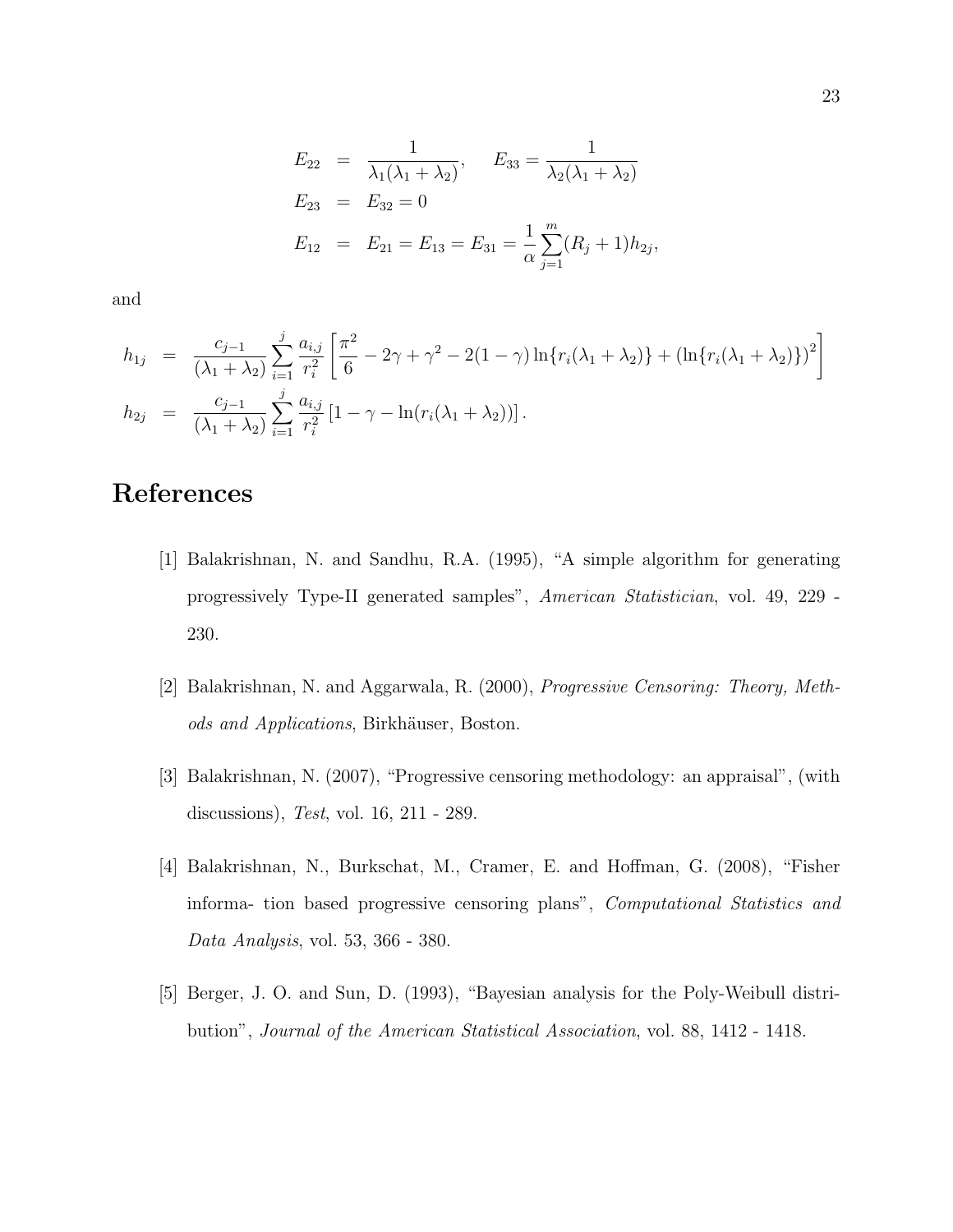$$
\begin{aligned}
E_{22} &= \frac{1}{\lambda_1(\lambda_1+\lambda_2)}, \qquad E_{33} = \frac{1}{\lambda_2(\lambda_1+\lambda_2)} \\
E_{23} &= E_{32} = 0 \\
E_{12} &= E_{21} = E_{13} = E_{31} = \frac{1}{\alpha}\sum_{j=1}^{m}(R_j+1)h_{2j},
\end{aligned}
$$

and

$$
\begin{aligned}
h_{1j} &= \frac{c_{j-1}}{(\lambda_1+\lambda_2)}\sum_{i=1}^{j}\frac{a_{i,j}}{r_i^2}\left[\frac{\pi^2}{6} - 2\gamma + \gamma^2 - 2(1-\gamma)\ln\{r_i(\lambda_1+\lambda_2)\} + (\ln\{r_i(\lambda_1+\lambda_2)\})^2\right] \\
h_{2j} &= \frac{c_{j-1}}{(\lambda_1+\lambda_2)}\sum_{i=1}^{j}\frac{a_{i,j}}{r_i^2}\left[1-\gamma-\ln(r_i(\lambda_1+\lambda_2))\right].
\end{aligned}
$$

# References

[1] Balakrishnan, N. and Sandhu, R.A. (1995), "A simple algorithm for generating progressively Type-II generated samples", *American Statistician*, vol. 49, 229 - 230.

[2] Balakrishnan, N. and Aggarwala, R. (2000), *Progressive Censoring: Theory, Methods and Applications*, Birkhäuser, Boston.

[3] Balakrishnan, N. (2007), "Progressive censoring methodology: an appraisal", (with discussions), *Test*, vol. 16, 211 - 289.

[4] Balakrishnan, N., Burkschat, M., Cramer, E. and Hoffman, G. (2008), "Fisher informa- tion based progressive censoring plans", *Computational Statistics and Data Analysis*, vol. 53, 366 - 380.

[5] Berger, J. O. and Sun, D. (1993), "Bayesian analysis for the Poly-Weibull distribution", *Journal of the American Statistical Association*, vol. 88, 1412 - 1418.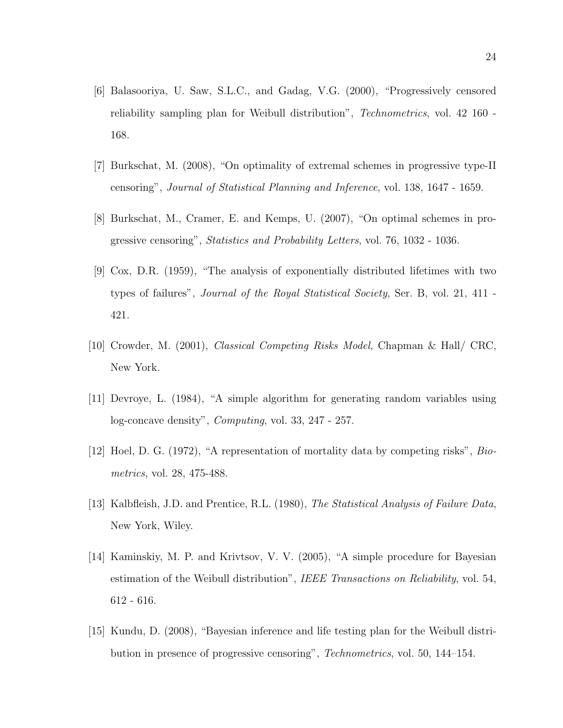[6] Balasooriya, U. Saw, S.L.C., and Gadag, V.G. (2000), "Progressively censored reliability sampling plan for Weibull distribution", *Technometrics*, vol. 42 160 - 168.

[7] Burkschat, M. (2008), "On optimality of extremal schemes in progressive type-II censoring", *Journal of Statistical Planning and Inference*, vol. 138, 1647 - 1659.

[8] Burkschat, M., Cramer, E. and Kemps, U. (2007), "On optimal schemes in progressive censoring", *Statistics and Probability Letters*, vol. 76, 1032 - 1036.

[9] Cox, D.R. (1959), "The analysis of exponentially distributed lifetimes with two types of failures", *Journal of the Royal Statistical Society*, Ser. B, vol. 21, 411 - 421.

[10] Crowder, M. (2001), *Classical Competing Risks Model*, Chapman & Hall/ CRC, New York.

[11] Devroye, L. (1984), "A simple algorithm for generating random variables using log-concave density", *Computing*, vol. 33, 247 - 257.

[12] Hoel, D. G. (1972), "A representation of mortality data by competing risks", *Biometrics*, vol. 28, 475-488.

[13] Kalbfleish, J.D. and Prentice, R.L. (1980), *The Statistical Analysis of Failure Data*, New York, Wiley.

[14] Kaminskiy, M. P. and Krivtsov, V. V. (2005), "A simple procedure for Bayesian estimation of the Weibull distribution", *IEEE Transactions on Reliability*, vol. 54, 612 - 616.

[15] Kundu, D. (2008), "Bayesian inference and life testing plan for the Weibull distribution in presence of progressive censoring", *Technometrics*, vol. 50, 144–154.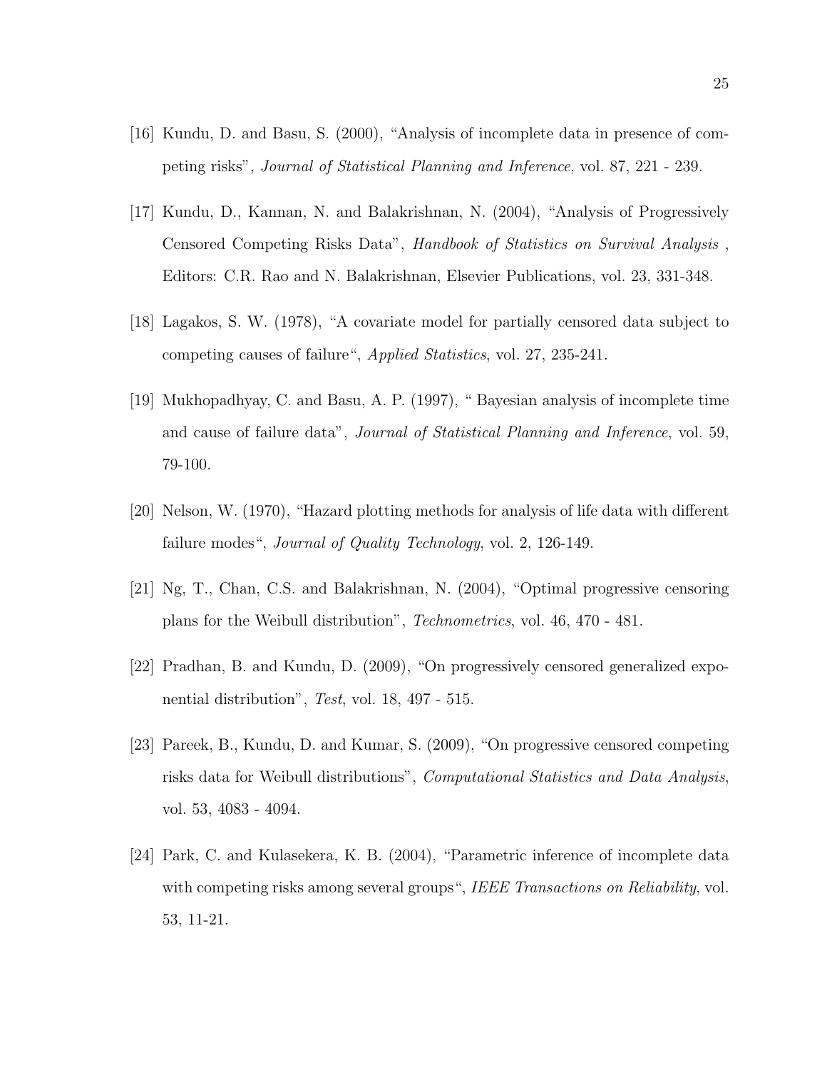[16] Kundu, D. and Basu, S. (2000), "Analysis of incomplete data in presence of competing risks", *Journal of Statistical Planning and Inference*, vol. 87, 221 - 239.

[17] Kundu, D., Kannan, N. and Balakrishnan, N. (2004), "Analysis of Progressively Censored Competing Risks Data", *Handbook of Statistics on Survival Analysis* , Editors: C.R. Rao and N. Balakrishnan, Elsevier Publications, vol. 23, 331-348.

[18] Lagakos, S. W. (1978), "A covariate model for partially censored data subject to competing causes of failure", *Applied Statistics*, vol. 27, 235-241.

[19] Mukhopadhyay, C. and Basu, A. P. (1997), " Bayesian analysis of incomplete time and cause of failure data", *Journal of Statistical Planning and Inference*, vol. 59, 79-100.

[20] Nelson, W. (1970), "Hazard plotting methods for analysis of life data with different failure modes", *Journal of Quality Technology*, vol. 2, 126-149.

[21] Ng, T., Chan, C.S. and Balakrishnan, N. (2004), "Optimal progressive censoring plans for the Weibull distribution", *Technometrics*, vol. 46, 470 - 481.

[22] Pradhan, B. and Kundu, D. (2009), "On progressively censored generalized exponential distribution", *Test*, vol. 18, 497 - 515.

[23] Pareek, B., Kundu, D. and Kumar, S. (2009), "On progressive censored competing risks data for Weibull distributions", *Computational Statistics and Data Analysis*, vol. 53, 4083 - 4094.

[24] Park, C. and Kulasekera, K. B. (2004), "Parametric inference of incomplete data with competing risks among several groups", *IEEE Transactions on Reliability*, vol. 53, 11-21.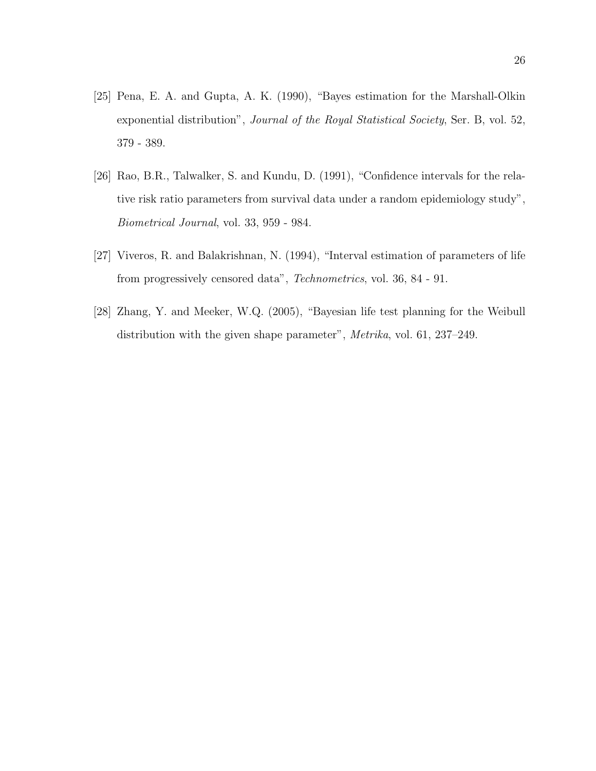[25] Pena, E. A. and Gupta, A. K. (1990), "Bayes estimation for the Marshall-Olkin exponential distribution", *Journal of the Royal Statistical Society*, Ser. B, vol. 52, 379 - 389.

[26] Rao, B.R., Talwalker, S. and Kundu, D. (1991), "Confidence intervals for the relative risk ratio parameters from survival data under a random epidemiology study", *Biometrical Journal*, vol. 33, 959 - 984.

[27] Viveros, R. and Balakrishnan, N. (1994), "Interval estimation of parameters of life from progressively censored data", *Technometrics*, vol. 36, 84 - 91.

[28] Zhang, Y. and Meeker, W.Q. (2005), "Bayesian life test planning for the Weibull distribution with the given shape parameter", *Metrika*, vol. 61, 237–249.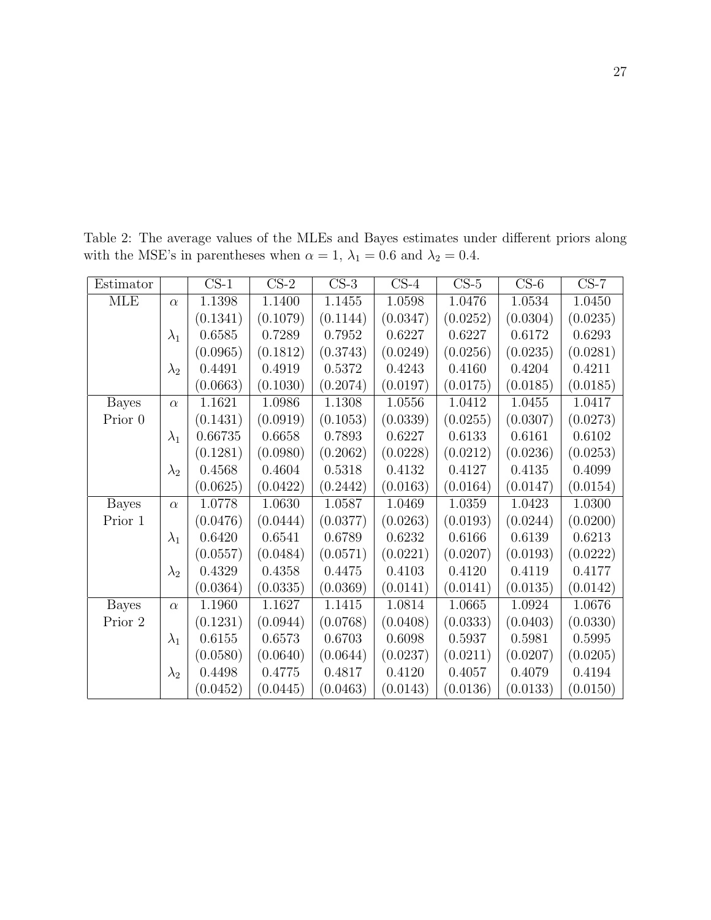Table 2: The average values of the MLEs and Bayes estimates under different priors along with the MSE's in parentheses when $\alpha = 1$, $\lambda_1 = 0.6$ and $\lambda_2 = 0.4$.

| Estimator | | CS-1 | CS-2 | CS-3 | CS-4 | CS-5 | CS-6 | CS-7 |
|---|---|---|---|---|---|---|---|---|
| MLE | $\alpha$ | 1.1398 | 1.1400 | 1.1455 | 1.0598 | 1.0476 | 1.0534 | 1.0450 |
| | | (0.1341) | (0.1079) | (0.1144) | (0.0347) | (0.0252) | (0.0304) | (0.0235) |
| | $\lambda_1$ | 0.6585 | 0.7289 | 0.7952 | 0.6227 | 0.6227 | 0.6172 | 0.6293 |
| | | (0.0965) | (0.1812) | (0.3743) | (0.0249) | (0.0256) | (0.0235) | (0.0281) |
| | $\lambda_2$ | 0.4491 | 0.4919 | 0.5372 | 0.4243 | 0.4160 | 0.4204 | 0.4211 |
| | | (0.0663) | (0.1030) | (0.2074) | (0.0197) | (0.0175) | (0.0185) | (0.0185) |
| Bayes Prior 0 | $\alpha$ | 1.1621 | 1.0986 | 1.1308 | 1.0556 | 1.0412 | 1.0455 | 1.0417 |
| | | (0.1431) | (0.0919) | (0.1053) | (0.0339) | (0.0255) | (0.0307) | (0.0273) |
| | $\lambda_1$ | 0.66735 | 0.6658 | 0.7893 | 0.6227 | 0.6133 | 0.6161 | 0.6102 |
| | | (0.1281) | (0.0980) | (0.2062) | (0.0228) | (0.0212) | (0.0236) | (0.0253) |
| | $\lambda_2$ | 0.4568 | 0.4604 | 0.5318 | 0.4132 | 0.4127 | 0.4135 | 0.4099 |
| | | (0.0625) | (0.0422) | (0.2442) | (0.0163) | (0.0164) | (0.0147) | (0.0154) |
| Bayes Prior 1 | $\alpha$ | 1.0778 | 1.0630 | 1.0587 | 1.0469 | 1.0359 | 1.0423 | 1.0300 |
| | | (0.0476) | (0.0444) | (0.0377) | (0.0263) | (0.0193) | (0.0244) | (0.0200) |
| | $\lambda_1$ | 0.6420 | 0.6541 | 0.6789 | 0.6232 | 0.6166 | 0.6139 | 0.6213 |
| | | (0.0557) | (0.0484) | (0.0571) | (0.0221) | (0.0207) | (0.0193) | (0.0222) |
| | $\lambda_2$ | 0.4329 | 0.4358 | 0.4475 | 0.4103 | 0.4120 | 0.4119 | 0.4177 |
| | | (0.0364) | (0.0335) | (0.0369) | (0.0141) | (0.0141) | (0.0135) | (0.0142) |
| Bayes Prior 2 | $\alpha$ | 1.1960 | 1.1627 | 1.1415 | 1.0814 | 1.0665 | 1.0924 | 1.0676 |
| | | (0.1231) | (0.0944) | (0.0768) | (0.0408) | (0.0333) | (0.0403) | (0.0330) |
| | $\lambda_1$ | 0.6155 | 0.6573 | 0.6703 | 0.6098 | 0.5937 | 0.5981 | 0.5995 |
| | | (0.0580) | (0.0640) | (0.0644) | (0.0237) | (0.0211) | (0.0207) | (0.0205) |
| | $\lambda_2$ | 0.4498 | 0.4775 | 0.4817 | 0.4120 | 0.4057 | 0.4079 | 0.4194 |
| | | (0.0452) | (0.0445) | (0.0463) | (0.0143) | (0.0136) | (0.0133) | (0.0150) |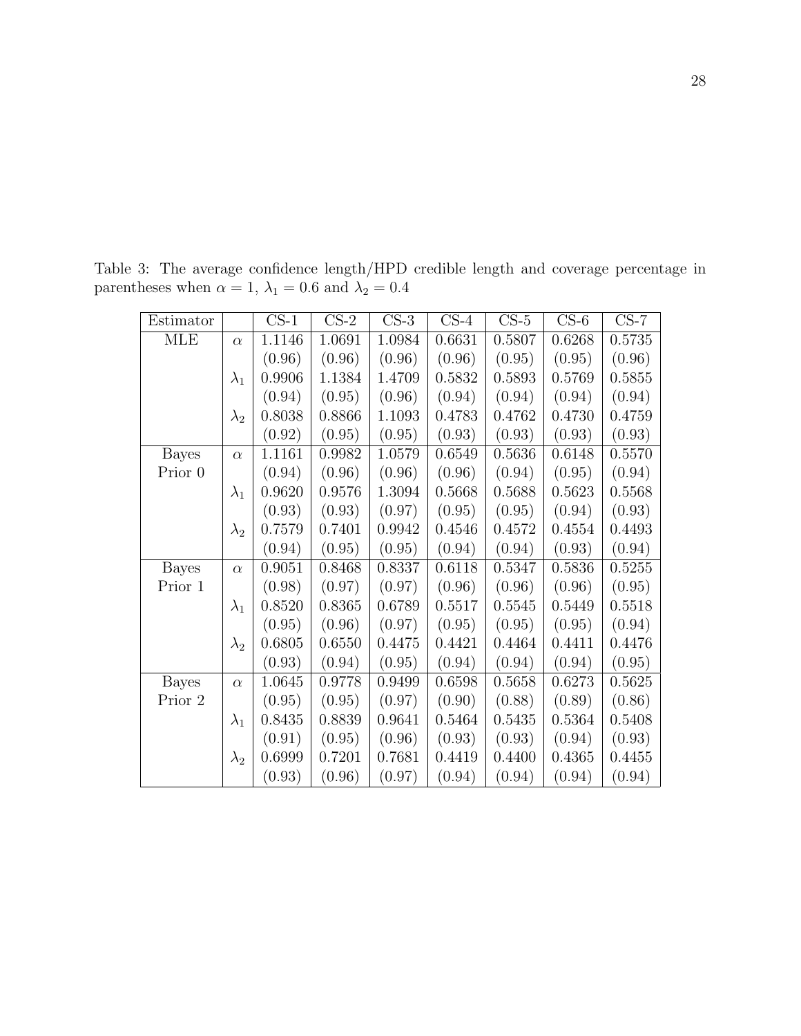Table 3: The average confidence length/HPD credible length and coverage percentage in parentheses when $\alpha = 1$, $\lambda_1 = 0.6$ and $\lambda_2 = 0.4$

| Estimator | | CS-1 | CS-2 | CS-3 | CS-4 | CS-5 | CS-6 | CS-7 |
|---|---|---|---|---|---|---|---|---|
| MLE | $\alpha$ | 1.1146 | 1.0691 | 1.0984 | 0.6631 | 0.5807 | 0.6268 | 0.5735 |
| | | (0.96) | (0.96) | (0.96) | (0.96) | (0.95) | (0.95) | (0.96) |
| | $\lambda_1$ | 0.9906 | 1.1384 | 1.4709 | 0.5832 | 0.5893 | 0.5769 | 0.5855 |
| | | (0.94) | (0.95) | (0.96) | (0.94) | (0.94) | (0.94) | (0.94) |
| | $\lambda_2$ | 0.8038 | 0.8866 | 1.1093 | 0.4783 | 0.4762 | 0.4730 | 0.4759 |
| | | (0.92) | (0.95) | (0.95) | (0.93) | (0.93) | (0.93) | (0.93) |
| Bayes Prior 0 | $\alpha$ | 1.1161 | 0.9982 | 1.0579 | 0.6549 | 0.5636 | 0.6148 | 0.5570 |
| | | (0.94) | (0.96) | (0.96) | (0.96) | (0.94) | (0.95) | (0.94) |
| | $\lambda_1$ | 0.9620 | 0.9576 | 1.3094 | 0.5668 | 0.5688 | 0.5623 | 0.5568 |
| | | (0.93) | (0.93) | (0.97) | (0.95) | (0.95) | (0.94) | (0.93) |
| | $\lambda_2$ | 0.7579 | 0.7401 | 0.9942 | 0.4546 | 0.4572 | 0.4554 | 0.4493 |
| | | (0.94) | (0.95) | (0.95) | (0.94) | (0.94) | (0.93) | (0.94) |
| Bayes Prior 1 | $\alpha$ | 0.9051 | 0.8468 | 0.8337 | 0.6118 | 0.5347 | 0.5836 | 0.5255 |
| | | (0.98) | (0.97) | (0.97) | (0.96) | (0.96) | (0.96) | (0.95) |
| | $\lambda_1$ | 0.8520 | 0.8365 | 0.6789 | 0.5517 | 0.5545 | 0.5449 | 0.5518 |
| | | (0.95) | (0.96) | (0.97) | (0.95) | (0.95) | (0.95) | (0.94) |
| | $\lambda_2$ | 0.6805 | 0.6550 | 0.4475 | 0.4421 | 0.4464 | 0.4411 | 0.4476 |
| | | (0.93) | (0.94) | (0.95) | (0.94) | (0.94) | (0.94) | (0.95) |
| Bayes Prior 2 | $\alpha$ | 1.0645 | 0.9778 | 0.9499 | 0.6598 | 0.5658 | 0.6273 | 0.5625 |
| | | (0.95) | (0.95) | (0.97) | (0.90) | (0.88) | (0.89) | (0.86) |
| | $\lambda_1$ | 0.8435 | 0.8839 | 0.9641 | 0.5464 | 0.5435 | 0.5364 | 0.5408 |
| | | (0.91) | (0.95) | (0.96) | (0.93) | (0.93) | (0.94) | (0.93) |
| | $\lambda_2$ | 0.6999 | 0.7201 | 0.7681 | 0.4419 | 0.4400 | 0.4365 | 0.4455 |
| | | (0.93) | (0.96) | (0.97) | (0.94) | (0.94) | (0.94) | (0.94) |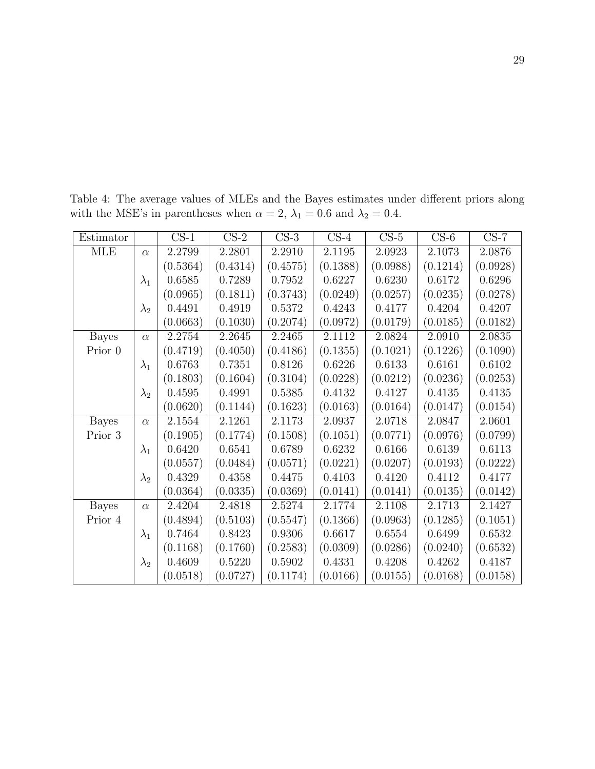Table 4: The average values of MLEs and the Bayes estimates under different priors along with the MSE's in parentheses when $\alpha = 2$, $\lambda_1 = 0.6$ and $\lambda_2 = 0.4$.

| Estimator | | CS-1 | CS-2 | CS-3 | CS-4 | CS-5 | CS-6 | CS-7 |
|---|---|---|---|---|---|---|---|---|
| MLE | $\alpha$ | 2.2799 | 2.2801 | 2.2910 | 2.1195 | 2.0923 | 2.1073 | 2.0876 |
| | | (0.5364) | (0.4314) | (0.4575) | (0.1388) | (0.0988) | (0.1214) | (0.0928) |
| | $\lambda_1$ | 0.6585 | 0.7289 | 0.7952 | 0.6227 | 0.6230 | 0.6172 | 0.6296 |
| | | (0.0965) | (0.1811) | (0.3743) | (0.0249) | (0.0257) | (0.0235) | (0.0278) |
| | $\lambda_2$ | 0.4491 | 0.4919 | 0.5372 | 0.4243 | 0.4177 | 0.4204 | 0.4207 |
| | | (0.0663) | (0.1030) | (0.2074) | (0.0972) | (0.0179) | (0.0185) | (0.0182) |
| Bayes Prior 0 | $\alpha$ | 2.2754 | 2.2645 | 2.2465 | 2.1112 | 2.0824 | 2.0910 | 2.0835 |
| | | (0.4719) | (0.4050) | (0.4186) | (0.1355) | (0.1021) | (0.1226) | (0.1090) |
| | $\lambda_1$ | 0.6763 | 0.7351 | 0.8126 | 0.6226 | 0.6133 | 0.6161 | 0.6102 |
| | | (0.1803) | (0.1604) | (0.3104) | (0.0228) | (0.0212) | (0.0236) | (0.0253) |
| | $\lambda_2$ | 0.4595 | 0.4991 | 0.5385 | 0.4132 | 0.4127 | 0.4135 | 0.4135 |
| | | (0.0620) | (0.1144) | (0.1623) | (0.0163) | (0.0164) | (0.0147) | (0.0154) |
| Bayes Prior 3 | $\alpha$ | 2.1554 | 2.1261 | 2.1173 | 2.0937 | 2.0718 | 2.0847 | 2.0601 |
| | | (0.1905) | (0.1774) | (0.1508) | (0.1051) | (0.0771) | (0.0976) | (0.0799) |
| | $\lambda_1$ | 0.6420 | 0.6541 | 0.6789 | 0.6232 | 0.6166 | 0.6139 | 0.6113 |
| | | (0.0557) | (0.0484) | (0.0571) | (0.0221) | (0.0207) | (0.0193) | (0.0222) |
| | $\lambda_2$ | 0.4329 | 0.4358 | 0.4475 | 0.4103 | 0.4120 | 0.4112 | 0.4177 |
| | | (0.0364) | (0.0335) | (0.0369) | (0.0141) | (0.0141) | (0.0135) | (0.0142) |
| Bayes Prior 4 | $\alpha$ | 2.4204 | 2.4818 | 2.5274 | 2.1774 | 2.1108 | 2.1713 | 2.1427 |
| | | (0.4894) | (0.5103) | (0.5547) | (0.1366) | (0.0963) | (0.1285) | (0.1051) |
| | $\lambda_1$ | 0.7464 | 0.8423 | 0.9306 | 0.6617 | 0.6554 | 0.6499 | 0.6532 |
| | | (0.1168) | (0.1760) | (0.2583) | (0.0309) | (0.0286) | (0.0240) | (0.6532) |
| | $\lambda_2$ | 0.4609 | 0.5220 | 0.5902 | 0.4331 | 0.4208 | 0.4262 | 0.4187 |
| | | (0.0518) | (0.0727) | (0.1174) | (0.0166) | (0.0155) | (0.0168) | (0.0158) |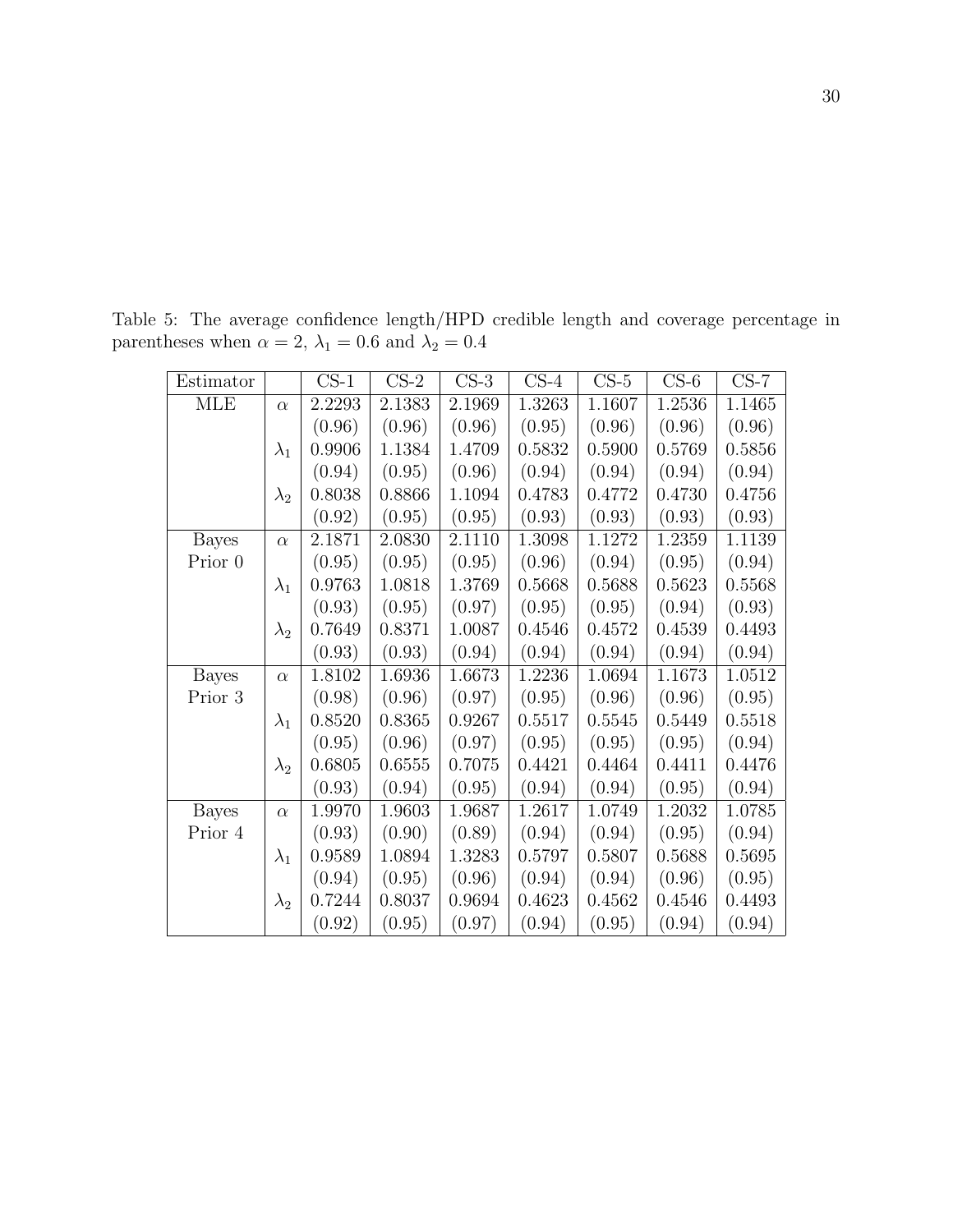Table 5: The average confidence length/HPD credible length and coverage percentage in parentheses when $\alpha = 2$, $\lambda_1 = 0.6$ and $\lambda_2 = 0.4$

| Estimator | | CS-1 | CS-2 | CS-3 | CS-4 | CS-5 | CS-6 | CS-7 |
|---|---|---|---|---|---|---|---|---|
| MLE | $\alpha$ | 2.2293 | 2.1383 | 2.1969 | 1.3263 | 1.1607 | 1.2536 | 1.1465 |
| | | (0.96) | (0.96) | (0.96) | (0.95) | (0.96) | (0.96) | (0.96) |
| | $\lambda_1$ | 0.9906 | 1.1384 | 1.4709 | 0.5832 | 0.5900 | 0.5769 | 0.5856 |
| | | (0.94) | (0.95) | (0.96) | (0.94) | (0.94) | (0.94) | (0.94) |
| | $\lambda_2$ | 0.8038 | 0.8866 | 1.1094 | 0.4783 | 0.4772 | 0.4730 | 0.4756 |
| | | (0.92) | (0.95) | (0.95) | (0.93) | (0.93) | (0.93) | (0.93) |
| Bayes Prior 0 | $\alpha$ | 2.1871 | 2.0830 | 2.1110 | 1.3098 | 1.1272 | 1.2359 | 1.1139 |
| | | (0.95) | (0.95) | (0.95) | (0.96) | (0.94) | (0.95) | (0.94) |
| | $\lambda_1$ | 0.9763 | 1.0818 | 1.3769 | 0.5668 | 0.5688 | 0.5623 | 0.5568 |
| | | (0.93) | (0.95) | (0.97) | (0.95) | (0.95) | (0.94) | (0.93) |
| | $\lambda_2$ | 0.7649 | 0.8371 | 1.0087 | 0.4546 | 0.4572 | 0.4539 | 0.4493 |
| | | (0.93) | (0.93) | (0.94) | (0.94) | (0.94) | (0.94) | (0.94) |
| Bayes Prior 3 | $\alpha$ | 1.8102 | 1.6936 | 1.6673 | 1.2236 | 1.0694 | 1.1673 | 1.0512 |
| | | (0.98) | (0.96) | (0.97) | (0.95) | (0.96) | (0.96) | (0.95) |
| | $\lambda_1$ | 0.8520 | 0.8365 | 0.9267 | 0.5517 | 0.5545 | 0.5449 | 0.5518 |
| | | (0.95) | (0.96) | (0.97) | (0.95) | (0.95) | (0.95) | (0.94) |
| | $\lambda_2$ | 0.6805 | 0.6555 | 0.7075 | 0.4421 | 0.4464 | 0.4411 | 0.4476 |
| | | (0.93) | (0.94) | (0.95) | (0.94) | (0.94) | (0.95) | (0.94) |
| Bayes Prior 4 | $\alpha$ | 1.9970 | 1.9603 | 1.9687 | 1.2617 | 1.0749 | 1.2032 | 1.0785 |
| | | (0.93) | (0.90) | (0.89) | (0.94) | (0.94) | (0.95) | (0.94) |
| | $\lambda_1$ | 0.9589 | 1.0894 | 1.3283 | 0.5797 | 0.5807 | 0.5688 | 0.5695 |
| | | (0.94) | (0.95) | (0.96) | (0.94) | (0.94) | (0.96) | (0.95) |
| | $\lambda_2$ | 0.7244 | 0.8037 | 0.9694 | 0.4623 | 0.4562 | 0.4546 | 0.4493 |
| | | (0.92) | (0.95) | (0.97) | (0.94) | (0.95) | (0.94) | (0.94) |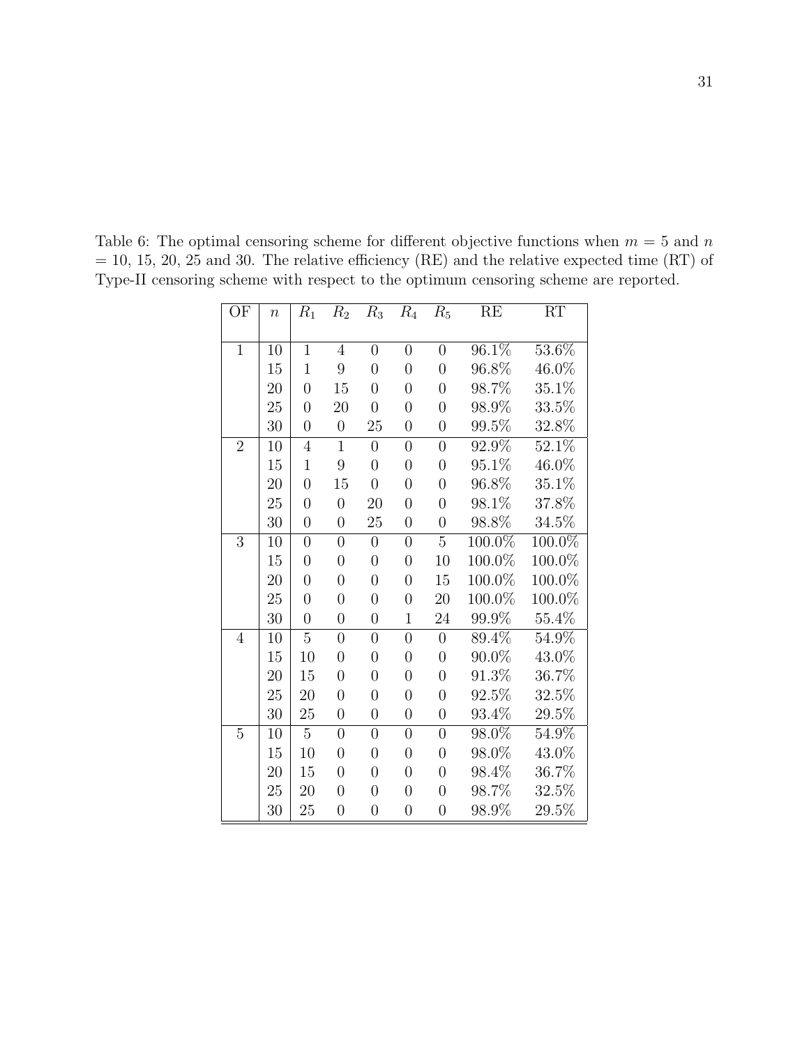Table 6: The optimal censoring scheme for different objective functions when $m = 5$ and $n = 10$, 15, 20, 25 and 30. The relative efficiency (RE) and the relative expected time (RT) of Type-II censoring scheme with respect to the optimum censoring scheme are reported.

| OF | $n$ | $R_1$ | $R_2$ | $R_3$ | $R_4$ | $R_5$ | RE | RT |
|---|---|---|---|---|---|---|---|---|
| 1 | 10 | 1 | 4 | 0 | 0 | 0 | 96.1% | 53.6% |
| | 15 | 1 | 9 | 0 | 0 | 0 | 96.8% | 46.0% |
| | 20 | 0 | 15 | 0 | 0 | 0 | 98.7% | 35.1% |
| | 25 | 0 | 20 | 0 | 0 | 0 | 98.9% | 33.5% |
| | 30 | 0 | 0 | 25 | 0 | 0 | 99.5% | 32.8% |
| 2 | 10 | 4 | 1 | 0 | 0 | 0 | 92.9% | 52.1% |
| | 15 | 1 | 9 | 0 | 0 | 0 | 95.1% | 46.0% |
| | 20 | 0 | 15 | 0 | 0 | 0 | 96.8% | 35.1% |
| | 25 | 0 | 0 | 20 | 0 | 0 | 98.1% | 37.8% |
| | 30 | 0 | 0 | 25 | 0 | 0 | 98.8% | 34.5% |
| 3 | 10 | 0 | 0 | 0 | 0 | 5 | 100.0% | 100.0% |
| | 15 | 0 | 0 | 0 | 0 | 10 | 100.0% | 100.0% |
| | 20 | 0 | 0 | 0 | 0 | 15 | 100.0% | 100.0% |
| | 25 | 0 | 0 | 0 | 0 | 20 | 100.0% | 100.0% |
| | 30 | 0 | 0 | 0 | 1 | 24 | 99.9% | 55.4% |
| 4 | 10 | 5 | 0 | 0 | 0 | 0 | 89.4% | 54.9% |
| | 15 | 10 | 0 | 0 | 0 | 0 | 90.0% | 43.0% |
| | 20 | 15 | 0 | 0 | 0 | 0 | 91.3% | 36.7% |
| | 25 | 20 | 0 | 0 | 0 | 0 | 92.5% | 32.5% |
| | 30 | 25 | 0 | 0 | 0 | 0 | 93.4% | 29.5% |
| 5 | 10 | 5 | 0 | 0 | 0 | 0 | 98.0% | 54.9% |
| | 15 | 10 | 0 | 0 | 0 | 0 | 98.0% | 43.0% |
| | 20 | 15 | 0 | 0 | 0 | 0 | 98.4% | 36.7% |
| | 25 | 20 | 0 | 0 | 0 | 0 | 98.7% | 32.5% |
| | 30 | 25 | 0 | 0 | 0 | 0 | 98.9% | 29.5% |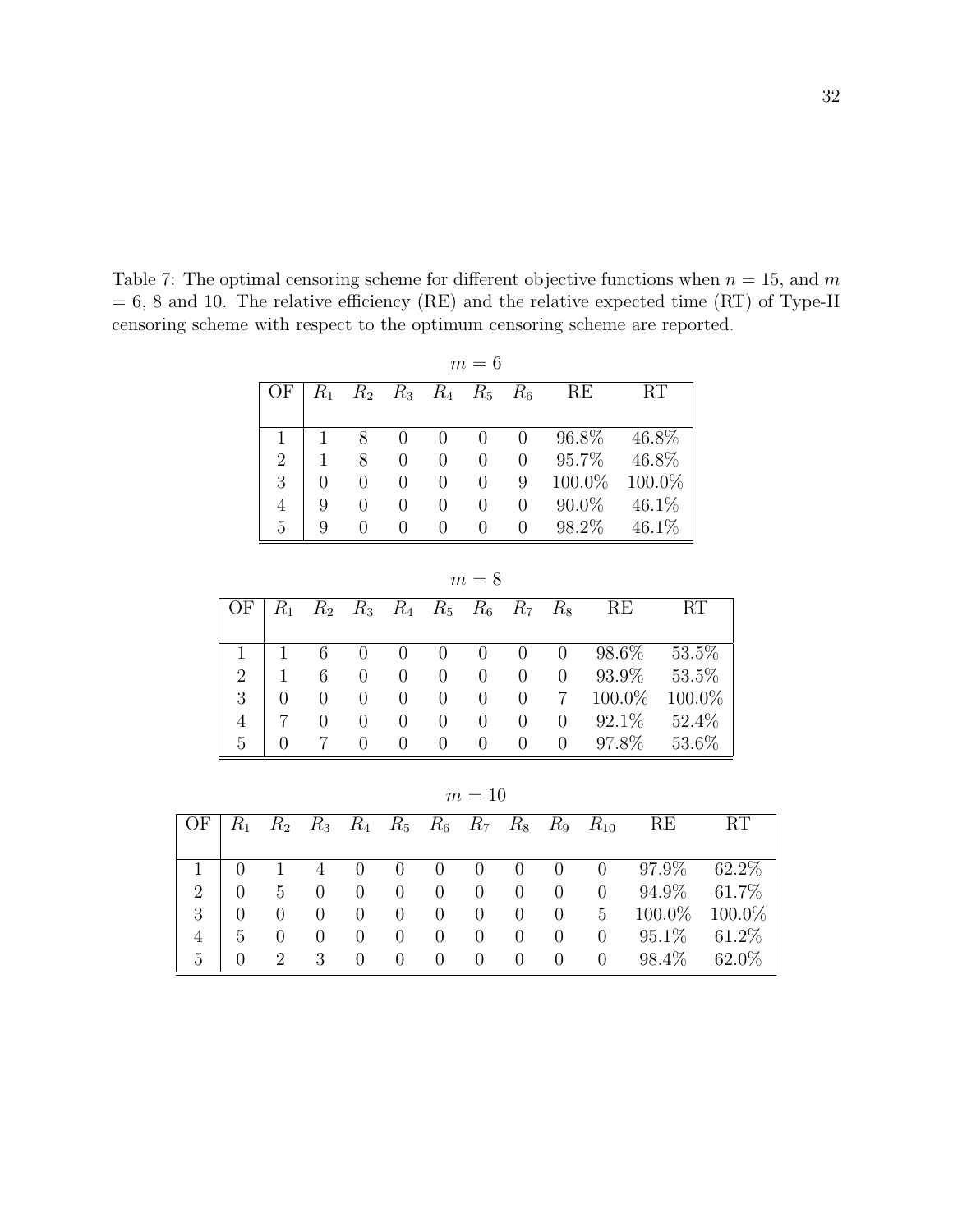Table 7: The optimal censoring scheme for different objective functions when $n$ = 15, and $m$ = 6, 8 and 10. The relative efficiency (RE) and the relative expected time (RT) of Type-II censoring scheme with respect to the optimum censoring scheme are reported.

$m$ = 6

| OF | $R_1$ | $R_2$ | $R_3$ | $R_4$ | $R_5$ | $R_6$ | RE | RT |
|---|---|---|---|---|---|---|---|---|
| 1 | 1 | 8 | 0 | 0 | 0 | 0 | 96.8% | 46.8% |
| 2 | 1 | 8 | 0 | 0 | 0 | 0 | 95.7% | 46.8% |
| 3 | 0 | 0 | 0 | 0 | 0 | 9 | 100.0% | 100.0% |
| 4 | 9 | 0 | 0 | 0 | 0 | 0 | 90.0% | 46.1% |
| 5 | 9 | 0 | 0 | 0 | 0 | 0 | 98.2% | 46.1% |

$m$ = 8

| OF | $R_1$ | $R_2$ | $R_3$ | $R_4$ | $R_5$ | $R_6$ | $R_7$ | $R_8$ | RE | RT |
|---|---|---|---|---|---|---|---|---|---|---|
| 1 | 1 | 6 | 0 | 0 | 0 | 0 | 0 | 0 | 98.6% | 53.5% |
| 2 | 1 | 6 | 0 | 0 | 0 | 0 | 0 | 0 | 93.9% | 53.5% |
| 3 | 0 | 0 | 0 | 0 | 0 | 0 | 0 | 7 | 100.0% | 100.0% |
| 4 | 7 | 0 | 0 | 0 | 0 | 0 | 0 | 0 | 92.1% | 52.4% |
| 5 | 0 | 7 | 0 | 0 | 0 | 0 | 0 | 0 | 97.8% | 53.6% |

$m$ = 10

| OF | $R_1$ | $R_2$ | $R_3$ | $R_4$ | $R_5$ | $R_6$ | $R_7$ | $R_8$ | $R_9$ | $R_{10}$ | RE | RT |
|---|---|---|---|---|---|---|---|---|---|---|---|---|
| 1 | 0 | 1 | 4 | 0 | 0 | 0 | 0 | 0 | 0 | 0 | 97.9% | 62.2% |
| 2 | 0 | 5 | 0 | 0 | 0 | 0 | 0 | 0 | 0 | 0 | 94.9% | 61.7% |
| 3 | 0 | 0 | 0 | 0 | 0 | 0 | 0 | 0 | 0 | 5 | 100.0% | 100.0% |
| 4 | 5 | 0 | 0 | 0 | 0 | 0 | 0 | 0 | 0 | 0 | 95.1% | 61.2% |
| 5 | 0 | 2 | 3 | 0 | 0 | 0 | 0 | 0 | 0 | 0 | 98.4% | 62.0% |